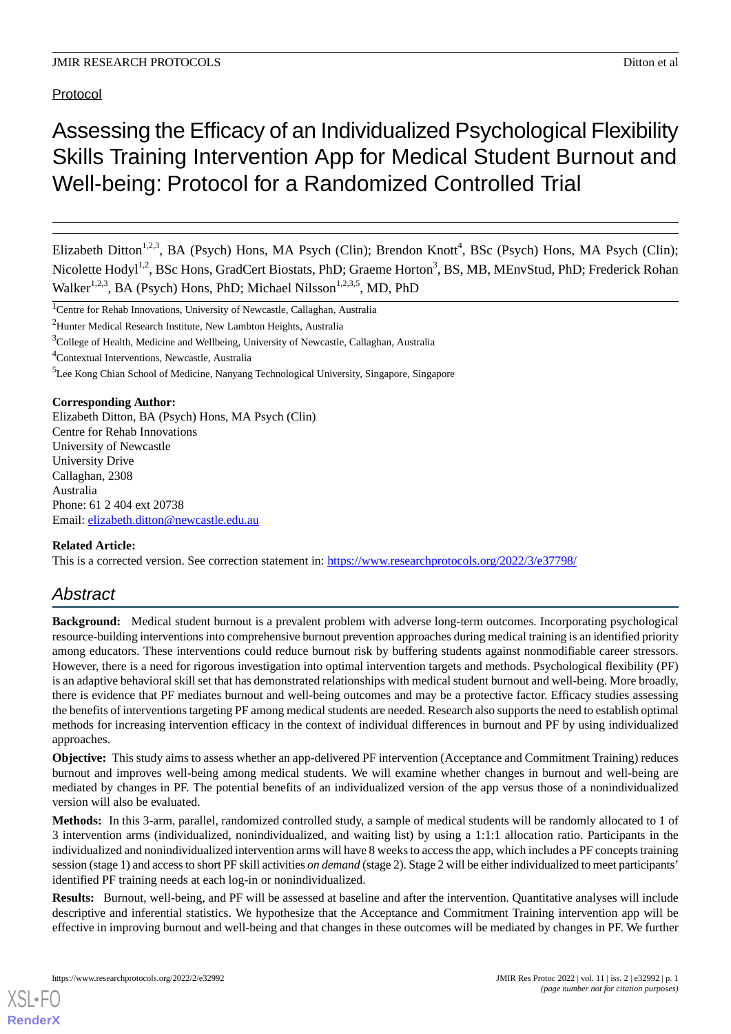Protocol

# Assessing the Efficacy of an Individualized Psychological Flexibility Skills Training Intervention App for Medical Student Burnout and Well-being: Protocol for a Randomized Controlled Trial

Elizabeth Ditton[1,2,3], BA (Psych) Hons, MA Psych (Clin); Brendon Knott[4], BSc (Psych) Hons, MA Psych (Clin); Nicolette Hodyl[1,2], BSc Hons, GradCert Biostats, PhD; Graeme Horton[3], BS, MB, MEnvStud, PhD; Frederick Rohan Walker[1,2,3], BA (Psych) Hons, PhD; Michael Nilsson[1,2,3,5], MD, PhD

[1]Centre for Rehab Innovations, University of Newcastle, Callaghan, Australia

[2]Hunter Medical Research Institute, New Lambton Heights, Australia

[3]College of Health, Medicine and Wellbeing, University of Newcastle, Callaghan, Australia

[4]Contextual Interventions, Newcastle, Australia

[5]Lee Kong Chian School of Medicine, Nanyang Technological University, Singapore, Singapore

**Corresponding Author:**
Elizabeth Ditton, BA (Psych) Hons, MA Psych (Clin)
Centre for Rehab Innovations
University of Newcastle
University Drive
Callaghan, 2308
Australia
Phone: 61 2 404 ext 20738
Email: elizabeth.ditton@newcastle.edu.au

**Related Article:**
This is a corrected version. See correction statement in: https://www.researchprotocols.org/2022/3/e37798/

## Abstract

**Background:** Medical student burnout is a prevalent problem with adverse long-term outcomes. Incorporating psychological resource-building interventions into comprehensive burnout prevention approaches during medical training is an identified priority among educators. These interventions could reduce burnout risk by buffering students against nonmodifiable career stressors. However, there is a need for rigorous investigation into optimal intervention targets and methods. Psychological flexibility (PF) is an adaptive behavioral skill set that has demonstrated relationships with medical student burnout and well-being. More broadly, there is evidence that PF mediates burnout and well-being outcomes and may be a protective factor. Efficacy studies assessing the benefits of interventions targeting PF among medical students are needed. Research also supports the need to establish optimal methods for increasing intervention efficacy in the context of individual differences in burnout and PF by using individualized approaches.

**Objective:** This study aims to assess whether an app-delivered PF intervention (Acceptance and Commitment Training) reduces burnout and improves well-being among medical students. We will examine whether changes in burnout and well-being are mediated by changes in PF. The potential benefits of an individualized version of the app versus those of a nonindividualized version will also be evaluated.

**Methods:** In this 3-arm, parallel, randomized controlled study, a sample of medical students will be randomly allocated to 1 of 3 intervention arms (individualized, nonindividualized, and waiting list) by using a 1:1:1 allocation ratio. Participants in the individualized and nonindividualized intervention arms will have 8 weeks to access the app, which includes a PF concepts training session (stage 1) and access to short PF skill activities *on demand* (stage 2). Stage 2 will be either individualized to meet participants' identified PF training needs at each log-in or nonindividualized.

**Results:** Burnout, well-being, and PF will be assessed at baseline and after the intervention. Quantitative analyses will include descriptive and inferential statistics. We hypothesize that the Acceptance and Commitment Training intervention app will be effective in improving burnout and well-being and that changes in these outcomes will be mediated by changes in PF. We further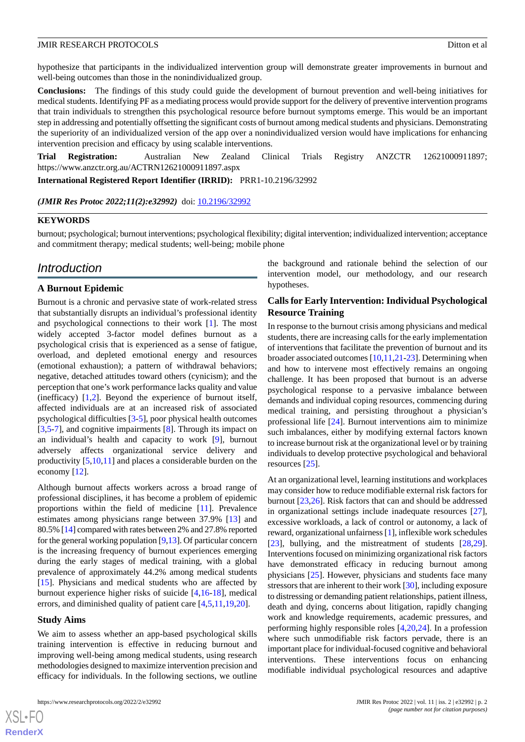hypothesize that participants in the individualized intervention group will demonstrate greater improvements in burnout and well-being outcomes than those in the nonindividualized group.

**Conclusions:** The findings of this study could guide the development of burnout prevention and well-being initiatives for medical students. Identifying PF as a mediating process would provide support for the delivery of preventive intervention programs that train individuals to strengthen this psychological resource before burnout symptoms emerge. This would be an important step in addressing and potentially offsetting the significant costs of burnout among medical students and physicians. Demonstrating the superiority of an individualized version of the app over a nonindividualized version would have implications for enhancing intervention precision and efficacy by using scalable interventions.

**Trial Registration:** Australian New Zealand Clinical Trials Registry ANZCTR 12621000911897; https://www.anzctr.org.au/ACTRN12621000911897.aspx

**International Registered Report Identifier (IRRID):** PRR1-10.2196/32992

***(JMIR Res Protoc 2022;11(2):e32992)*** doi: 10.2196/32992

**KEYWORDS**

burnout; psychological; burnout interventions; psychological flexibility; digital intervention; individualized intervention; acceptance and commitment therapy; medical students; well-being; mobile phone

## Introduction

### A Burnout Epidemic

Burnout is a chronic and pervasive state of work-related stress that substantially disrupts an individual's professional identity and psychological connections to their work [1]. The most widely accepted 3-factor model defines burnout as a psychological crisis that is experienced as a sense of fatigue, overload, and depleted emotional energy and resources (emotional exhaustion); a pattern of withdrawal behaviors; negative, detached attitudes toward others (cynicism); and the perception that one's work performance lacks quality and value (inefficacy) [1,2]. Beyond the experience of burnout itself, affected individuals are at an increased risk of associated psychological difficulties [3-5], poor physical health outcomes [3,5-7], and cognitive impairments [8]. Through its impact on an individual's health and capacity to work [9], burnout adversely affects organizational service delivery and productivity [5,10,11] and places a considerable burden on the economy [12].

Although burnout affects workers across a broad range of professional disciplines, it has become a problem of epidemic proportions within the field of medicine [11]. Prevalence estimates among physicians range between 37.9% [13] and 80.5% [14] compared with rates between 2% and 27.8% reported for the general working population [9,13]. Of particular concern is the increasing frequency of burnout experiences emerging during the early stages of medical training, with a global prevalence of approximately 44.2% among medical students [15]. Physicians and medical students who are affected by burnout experience higher risks of suicide [4,16-18], medical errors, and diminished quality of patient care [4,5,11,19,20].

### Study Aims

We aim to assess whether an app-based psychological skills training intervention is effective in reducing burnout and improving well-being among medical students, using research methodologies designed to maximize intervention precision and efficacy for individuals. In the following sections, we outline the background and rationale behind the selection of our intervention model, our methodology, and our research hypotheses.

### Calls for Early Intervention: Individual Psychological Resource Training

In response to the burnout crisis among physicians and medical students, there are increasing calls for the early implementation of interventions that facilitate the prevention of burnout and its broader associated outcomes [10,11,21-23]. Determining when and how to intervene most effectively remains an ongoing challenge. It has been proposed that burnout is an adverse psychological response to a pervasive imbalance between demands and individual coping resources, commencing during medical training, and persisting throughout a physician's professional life [24]. Burnout interventions aim to minimize such imbalances, either by modifying external factors known to increase burnout risk at the organizational level or by training individuals to develop protective psychological and behavioral resources [25].

At an organizational level, learning institutions and workplaces may consider how to reduce modifiable external risk factors for burnout [23,26]. Risk factors that can and should be addressed in organizational settings include inadequate resources [27], excessive workloads, a lack of control or autonomy, a lack of reward, organizational unfairness [1], inflexible work schedules [23], bullying, and the mistreatment of students [28,29]. Interventions focused on minimizing organizational risk factors have demonstrated efficacy in reducing burnout among physicians [25]. However, physicians and students face many stressors that are inherent to their work [30], including exposure to distressing or demanding patient relationships, patient illness, death and dying, concerns about litigation, rapidly changing work and knowledge requirements, academic pressures, and performing highly responsible roles [4,20,24]. In a profession where such unmodifiable risk factors pervade, there is an important place for individual-focused cognitive and behavioral interventions. These interventions focus on enhancing modifiable individual psychological resources and adaptive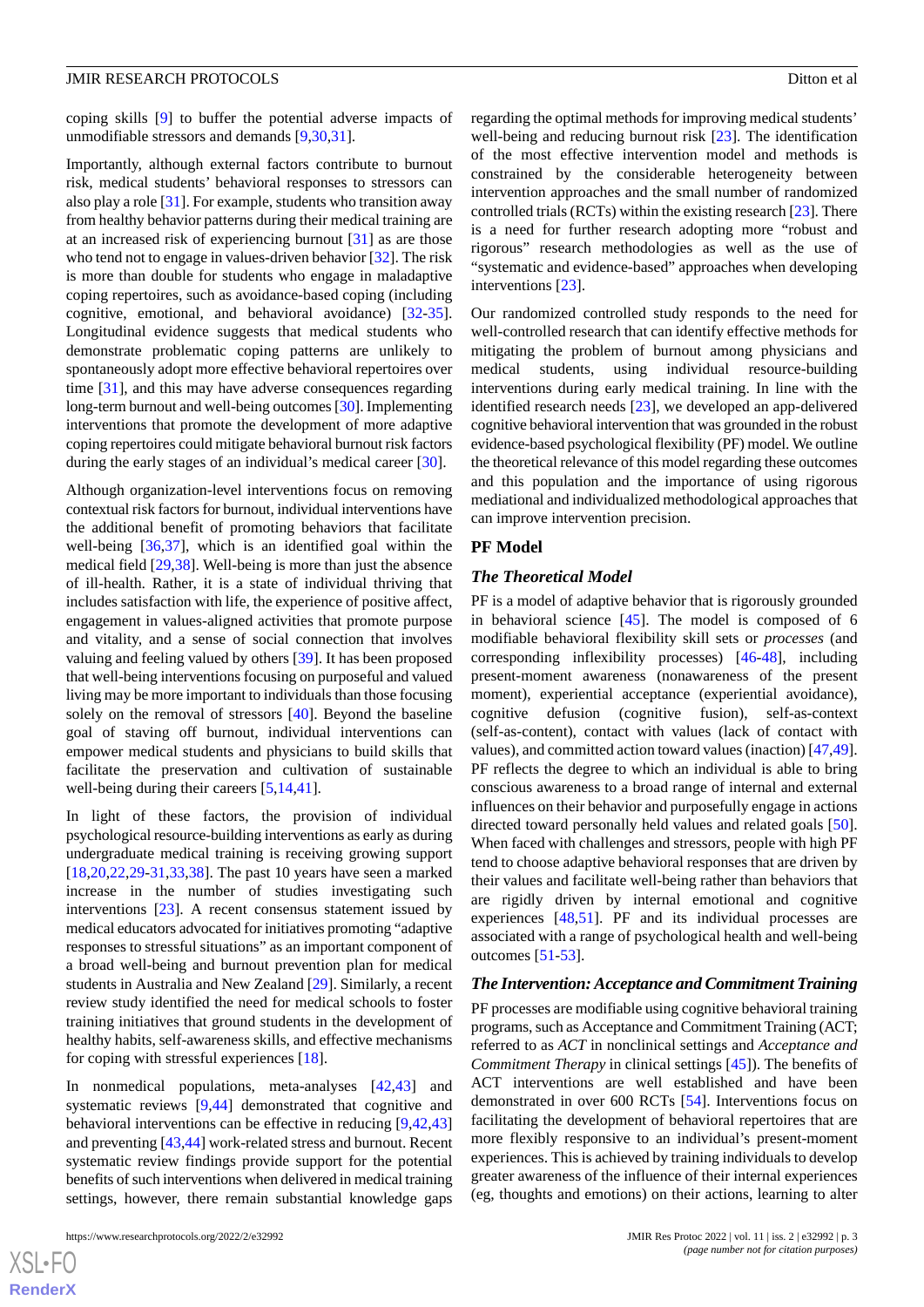coping skills [9] to buffer the potential adverse impacts of unmodifiable stressors and demands [9,30,31].

Importantly, although external factors contribute to burnout risk, medical students' behavioral responses to stressors can also play a role [31]. For example, students who transition away from healthy behavior patterns during their medical training are at an increased risk of experiencing burnout [31] as are those who tend not to engage in values-driven behavior [32]. The risk is more than double for students who engage in maladaptive coping repertoires, such as avoidance-based coping (including cognitive, emotional, and behavioral avoidance) [32-35]. Longitudinal evidence suggests that medical students who demonstrate problematic coping patterns are unlikely to spontaneously adopt more effective behavioral repertoires over time [31], and this may have adverse consequences regarding long-term burnout and well-being outcomes [30]. Implementing interventions that promote the development of more adaptive coping repertoires could mitigate behavioral burnout risk factors during the early stages of an individual's medical career [30].

Although organization-level interventions focus on removing contextual risk factors for burnout, individual interventions have the additional benefit of promoting behaviors that facilitate well-being [36,37], which is an identified goal within the medical field [29,38]. Well-being is more than just the absence of ill-health. Rather, it is a state of individual thriving that includes satisfaction with life, the experience of positive affect, engagement in values-aligned activities that promote purpose and vitality, and a sense of social connection that involves valuing and feeling valued by others [39]. It has been proposed that well-being interventions focusing on purposeful and valued living may be more important to individuals than those focusing solely on the removal of stressors [40]. Beyond the baseline goal of staving off burnout, individual interventions can empower medical students and physicians to build skills that facilitate the preservation and cultivation of sustainable well-being during their careers [5,14,41].

In light of these factors, the provision of individual psychological resource-building interventions as early as during undergraduate medical training is receiving growing support [18,20,22,29-31,33,38]. The past 10 years have seen a marked increase in the number of studies investigating such interventions [23]. A recent consensus statement issued by medical educators advocated for initiatives promoting "adaptive responses to stressful situations" as an important component of a broad well-being and burnout prevention plan for medical students in Australia and New Zealand [29]. Similarly, a recent review study identified the need for medical schools to foster training initiatives that ground students in the development of healthy habits, self-awareness skills, and effective mechanisms for coping with stressful experiences [18].

In nonmedical populations, meta-analyses [42,43] and systematic reviews [9,44] demonstrated that cognitive and behavioral interventions can be effective in reducing [9,42,43] and preventing [43,44] work-related stress and burnout. Recent systematic review findings provide support for the potential benefits of such interventions when delivered in medical training settings, however, there remain substantial knowledge gaps regarding the optimal methods for improving medical students' well-being and reducing burnout risk [23]. The identification of the most effective intervention model and methods is constrained by the considerable heterogeneity between intervention approaches and the small number of randomized controlled trials (RCTs) within the existing research [23]. There is a need for further research adopting more "robust and rigorous" research methodologies as well as the use of "systematic and evidence-based" approaches when developing interventions [23].

Our randomized controlled study responds to the need for well-controlled research that can identify effective methods for mitigating the problem of burnout among physicians and medical students, using individual resource-building interventions during early medical training. In line with the identified research needs [23], we developed an app-delivered cognitive behavioral intervention that was grounded in the robust evidence-based psychological flexibility (PF) model. We outline the theoretical relevance of this model regarding these outcomes and this population and the importance of using rigorous mediational and individualized methodological approaches that can improve intervention precision.

## PF Model

### *The Theoretical Model*

PF is a model of adaptive behavior that is rigorously grounded in behavioral science [45]. The model is composed of 6 modifiable behavioral flexibility skill sets or *processes* (and corresponding inflexibility processes) [46-48], including present-moment awareness (nonawareness of the present moment), experiential acceptance (experiential avoidance), cognitive defusion (cognitive fusion), self-as-context (self-as-content), contact with values (lack of contact with values), and committed action toward values (inaction) [47,49]. PF reflects the degree to which an individual is able to bring conscious awareness to a broad range of internal and external influences on their behavior and purposefully engage in actions directed toward personally held values and related goals [50]. When faced with challenges and stressors, people with high PF tend to choose adaptive behavioral responses that are driven by their values and facilitate well-being rather than behaviors that are rigidly driven by internal emotional and cognitive experiences [48,51]. PF and its individual processes are associated with a range of psychological health and well-being outcomes [51-53].

### *The Intervention: Acceptance and Commitment Training*

PF processes are modifiable using cognitive behavioral training programs, such as Acceptance and Commitment Training (ACT; referred to as *ACT* in nonclinical settings and *Acceptance and Commitment Therapy* in clinical settings [45]). The benefits of ACT interventions are well established and have been demonstrated in over 600 RCTs [54]. Interventions focus on facilitating the development of behavioral repertoires that are more flexibly responsive to an individual's present-moment experiences. This is achieved by training individuals to develop greater awareness of the influence of their internal experiences (eg, thoughts and emotions) on their actions, learning to alter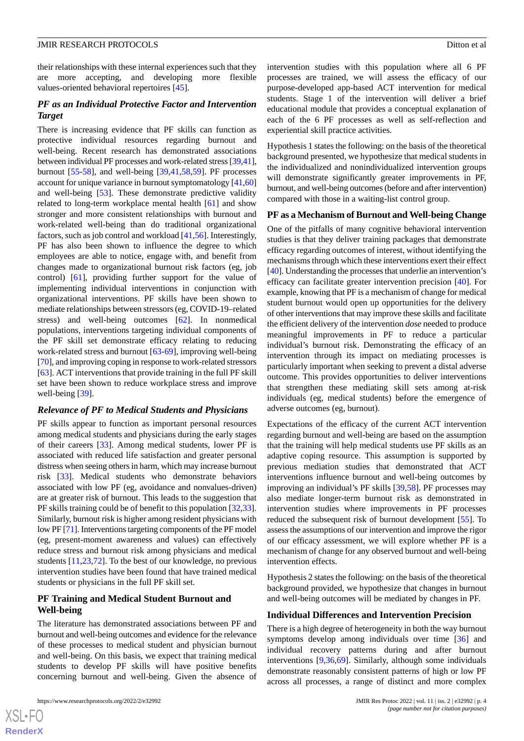their relationships with these internal experiences such that they are more accepting, and developing more flexible values-oriented behavioral repertoires [45].

### PF as an Individual Protective Factor and Intervention Target

There is increasing evidence that PF skills can function as protective individual resources regarding burnout and well-being. Recent research has demonstrated associations between individual PF processes and work-related stress [39,41], burnout [55-58], and well-being [39,41,58,59]. PF processes account for unique variance in burnout symptomatology [41,60] and well-being [53]. These demonstrate predictive validity related to long-term workplace mental health [61] and show stronger and more consistent relationships with burnout and work-related well-being than do traditional organizational factors, such as job control and workload [41,56]. Interestingly, PF has also been shown to influence the degree to which employees are able to notice, engage with, and benefit from changes made to organizational burnout risk factors (eg, job control) [61], providing further support for the value of implementing individual interventions in conjunction with organizational interventions. PF skills have been shown to mediate relationships between stressors (eg, COVID-19–related stress) and well-being outcomes [62]. In nonmedical populations, interventions targeting individual components of the PF skill set demonstrate efficacy relating to reducing work-related stress and burnout [63-69], improving well-being [70], and improving coping in response to work-related stressors [63]. ACT interventions that provide training in the full PF skill set have been shown to reduce workplace stress and improve well-being [39].

### Relevance of PF to Medical Students and Physicians

PF skills appear to function as important personal resources among medical students and physicians during the early stages of their careers [33]. Among medical students, lower PF is associated with reduced life satisfaction and greater personal distress when seeing others in harm, which may increase burnout risk [33]. Medical students who demonstrate behaviors associated with low PF (eg, avoidance and nonvalues-driven) are at greater risk of burnout. This leads to the suggestion that PF skills training could be of benefit to this population [32,33]. Similarly, burnout risk is higher among resident physicians with low PF [71]. Interventions targeting components of the PF model (eg, present-moment awareness and values) can effectively reduce stress and burnout risk among physicians and medical students [11,23,72]. To the best of our knowledge, no previous intervention studies have been found that have trained medical students or physicians in the full PF skill set.

## PF Training and Medical Student Burnout and Well-being

The literature has demonstrated associations between PF and burnout and well-being outcomes and evidence for the relevance of these processes to medical student and physician burnout and well-being. On this basis, we expect that training medical students to develop PF skills will have positive benefits concerning burnout and well-being. Given the absence of intervention studies with this population where all 6 PF processes are trained, we will assess the efficacy of our purpose-developed app-based ACT intervention for medical students. Stage 1 of the intervention will deliver a brief educational module that provides a conceptual explanation of each of the 6 PF processes as well as self-reflection and experiential skill practice activities.

Hypothesis 1 states the following: on the basis of the theoretical background presented, we hypothesize that medical students in the individualized and nonindividualized intervention groups will demonstrate significantly greater improvements in PF, burnout, and well-being outcomes (before and after intervention) compared with those in a waiting-list control group.

## PF as a Mechanism of Burnout and Well-being Change

One of the pitfalls of many cognitive behavioral intervention studies is that they deliver training packages that demonstrate efficacy regarding outcomes of interest, without identifying the mechanisms through which these interventions exert their effect [40]. Understanding the processes that underlie an intervention's efficacy can facilitate greater intervention precision [40]. For example, knowing that PF is a mechanism of change for medical student burnout would open up opportunities for the delivery of other interventions that may improve these skills and facilitate the efficient delivery of the intervention *dose* needed to produce meaningful improvements in PF to reduce a particular individual's burnout risk. Demonstrating the efficacy of an intervention through its impact on mediating processes is particularly important when seeking to prevent a distal adverse outcome. This provides opportunities to deliver interventions that strengthen these mediating skill sets among at-risk individuals (eg, medical students) before the emergence of adverse outcomes (eg, burnout).

Expectations of the efficacy of the current ACT intervention regarding burnout and well-being are based on the assumption that the training will help medical students use PF skills as an adaptive coping resource. This assumption is supported by previous mediation studies that demonstrated that ACT interventions influence burnout and well-being outcomes by improving an individual's PF skills [39,58]. PF processes may also mediate longer-term burnout risk as demonstrated in intervention studies where improvements in PF processes reduced the subsequent risk of burnout development [55]. To assess the assumptions of our intervention and improve the rigor of our efficacy assessment, we will explore whether PF is a mechanism of change for any observed burnout and well-being intervention effects.

Hypothesis 2 states the following: on the basis of the theoretical background provided, we hypothesize that changes in burnout and well-being outcomes will be mediated by changes in PF.

## Individual Differences and Intervention Precision

There is a high degree of heterogeneity in both the way burnout symptoms develop among individuals over time [36] and individual recovery patterns during and after burnout interventions [9,36,69]. Similarly, although some individuals demonstrate reasonably consistent patterns of high or low PF across all processes, a range of distinct and more complex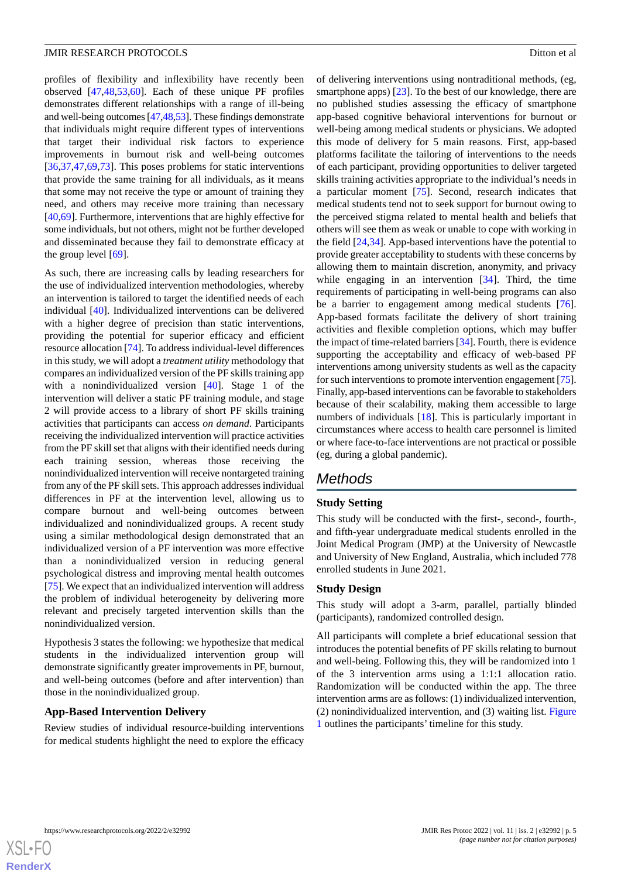profiles of flexibility and inflexibility have recently been observed [47,48,53,60]. Each of these unique PF profiles demonstrates different relationships with a range of ill-being and well-being outcomes [47,48,53]. These findings demonstrate that individuals might require different types of interventions that target their individual risk factors to experience improvements in burnout risk and well-being outcomes [36,37,47,69,73]. This poses problems for static interventions that provide the same training for all individuals, as it means that some may not receive the type or amount of training they need, and others may receive more training than necessary [40,69]. Furthermore, interventions that are highly effective for some individuals, but not others, might not be further developed and disseminated because they fail to demonstrate efficacy at the group level [69].

As such, there are increasing calls by leading researchers for the use of individualized intervention methodologies, whereby an intervention is tailored to target the identified needs of each individual [40]. Individualized interventions can be delivered with a higher degree of precision than static interventions, providing the potential for superior efficacy and efficient resource allocation [74]. To address individual-level differences in this study, we will adopt a *treatment utility* methodology that compares an individualized version of the PF skills training app with a nonindividualized version [40]. Stage 1 of the intervention will deliver a static PF training module, and stage 2 will provide access to a library of short PF skills training activities that participants can access *on demand*. Participants receiving the individualized intervention will practice activities from the PF skill set that aligns with their identified needs during each training session, whereas those receiving the nonindividualized intervention will receive nontargeted training from any of the PF skill sets. This approach addresses individual differences in PF at the intervention level, allowing us to compare burnout and well-being outcomes between individualized and nonindividualized groups. A recent study using a similar methodological design demonstrated that an individualized version of a PF intervention was more effective than a nonindividualized version in reducing general psychological distress and improving mental health outcomes [75]. We expect that an individualized intervention will address the problem of individual heterogeneity by delivering more relevant and precisely targeted intervention skills than the nonindividualized version.

Hypothesis 3 states the following: we hypothesize that medical students in the individualized intervention group will demonstrate significantly greater improvements in PF, burnout, and well-being outcomes (before and after intervention) than those in the nonindividualized group.

### App-Based Intervention Delivery

Review studies of individual resource-building interventions for medical students highlight the need to explore the efficacy of delivering interventions using nontraditional methods, (eg, smartphone apps) [23]. To the best of our knowledge, there are no published studies assessing the efficacy of smartphone app-based cognitive behavioral interventions for burnout or well-being among medical students or physicians. We adopted this mode of delivery for 5 main reasons. First, app-based platforms facilitate the tailoring of interventions to the needs of each participant, providing opportunities to deliver targeted skills training activities appropriate to the individual's needs in a particular moment [75]. Second, research indicates that medical students tend not to seek support for burnout owing to the perceived stigma related to mental health and beliefs that others will see them as weak or unable to cope with working in the field [24,34]. App-based interventions have the potential to provide greater acceptability to students with these concerns by allowing them to maintain discretion, anonymity, and privacy while engaging in an intervention [34]. Third, the time requirements of participating in well-being programs can also be a barrier to engagement among medical students [76]. App-based formats facilitate the delivery of short training activities and flexible completion options, which may buffer the impact of time-related barriers [34]. Fourth, there is evidence supporting the acceptability and efficacy of web-based PF interventions among university students as well as the capacity for such interventions to promote intervention engagement [75]. Finally, app-based interventions can be favorable to stakeholders because of their scalability, making them accessible to large numbers of individuals [18]. This is particularly important in circumstances where access to health care personnel is limited or where face-to-face interventions are not practical or possible (eg, during a global pandemic).

## Methods

### Study Setting

This study will be conducted with the first-, second-, fourth-, and fifth-year undergraduate medical students enrolled in the Joint Medical Program (JMP) at the University of Newcastle and University of New England, Australia, which included 778 enrolled students in June 2021.

### Study Design

This study will adopt a 3-arm, parallel, partially blinded (participants), randomized controlled design.

All participants will complete a brief educational session that introduces the potential benefits of PF skills relating to burnout and well-being. Following this, they will be randomized into 1 of the 3 intervention arms using a 1:1:1 allocation ratio. Randomization will be conducted within the app. The three intervention arms are as follows: (1) individualized intervention, (2) nonindividualized intervention, and (3) waiting list. Figure 1 outlines the participants' timeline for this study.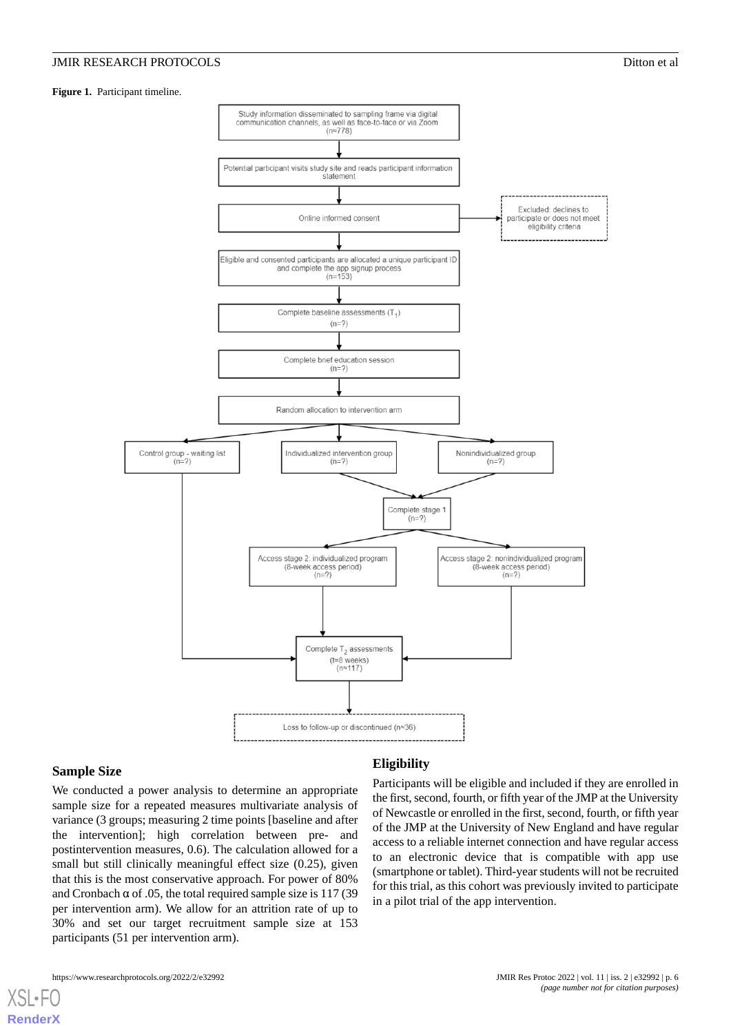**Figure 1.** Participant timeline.

Study information disseminated to sampling frame via digital communication channels, as well as face-to-face or via Zoom (n≈778)

Potential participant visits study site and reads participant information statement

Online informed consent

Excluded: declines to participate or does not meet eligibility criteria

Eligible and consented participants are allocated a unique participant ID and complete the app signup process (n=153)

Complete baseline assessments ($T_1$) (n=?)

Complete brief education session (n=?)

Random allocation to intervention arm

Control group - waiting list (n=?)

Individualized intervention group (n=?)

Nonindividualized group (n=?)

Complete stage 1 (n=?)

Access stage 2: individualized program (8-week access period) (n=?)

Access stage 2: nonindividualized program (8-week access period) (n=?)

Complete $T_2$ assessments (t=8 weeks) (n≈117)

Loss to follow-up or discontinued (n≈36)

## Sample Size

We conducted a power analysis to determine an appropriate sample size for a repeated measures multivariate analysis of variance (3 groups; measuring 2 time points [baseline and after the intervention]; high correlation between pre- and postintervention measures, 0.6). The calculation allowed for a small but still clinically meaningful effect size (0.25), given that this is the most conservative approach. For power of 80% and Cronbach α of .05, the total required sample size is 117 (39 per intervention arm). We allow for an attrition rate of up to 30% and set our target recruitment sample size at 153 participants (51 per intervention arm).

## Eligibility

Participants will be eligible and included if they are enrolled in the first, second, fourth, or fifth year of the JMP at the University of Newcastle or enrolled in the first, second, fourth, or fifth year of the JMP at the University of New England and have regular access to a reliable internet connection and have regular access to an electronic device that is compatible with app use (smartphone or tablet). Third-year students will not be recruited for this trial, as this cohort was previously invited to participate in a pilot trial of the app intervention.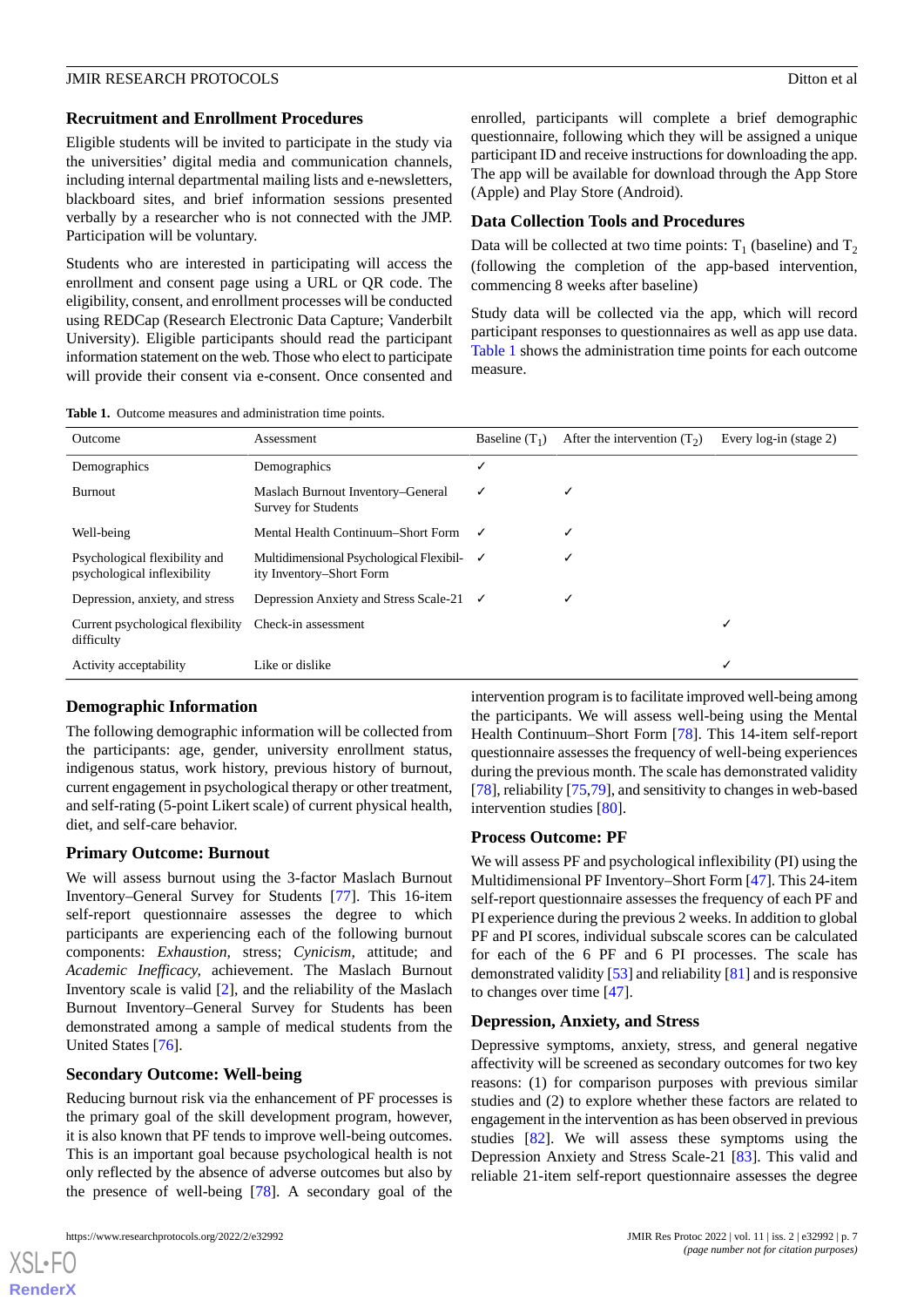## Recruitment and Enrollment Procedures

Eligible students will be invited to participate in the study via the universities' digital media and communication channels, including internal departmental mailing lists and e-newsletters, blackboard sites, and brief information sessions presented verbally by a researcher who is not connected with the JMP. Participation will be voluntary.

Students who are interested in participating will access the enrollment and consent page using a URL or QR code. The eligibility, consent, and enrollment processes will be conducted using REDCap (Research Electronic Data Capture; Vanderbilt University). Eligible participants should read the participant information statement on the web. Those who elect to participate will provide their consent via e-consent. Once consented and enrolled, participants will complete a brief demographic questionnaire, following which they will be assigned a unique participant ID and receive instructions for downloading the app. The app will be available for download through the App Store (Apple) and Play Store (Android).

## Data Collection Tools and Procedures

Data will be collected at two time points: $T_1$ (baseline) and $T_2$ (following the completion of the app-based intervention, commencing 8 weeks after baseline)

Study data will be collected via the app, which will record participant responses to questionnaires as well as app use data. Table 1 shows the administration time points for each outcome measure.

**Table 1.** Outcome measures and administration time points.

| Outcome | Assessment | Baseline ($T_1$) | After the intervention ($T_2$) | Every log-in (stage 2) |
|---|---|---|---|---|
| Demographics | Demographics | ✓ | | |
| Burnout | Maslach Burnout Inventory–General Survey for Students | ✓ | ✓ | |
| Well-being | Mental Health Continuum–Short Form | ✓ | ✓ | |
| Psychological flexibility and psychological inflexibility | Multidimensional Psychological Flexibility Inventory–Short Form | ✓ | ✓ | |
| Depression, anxiety, and stress | Depression Anxiety and Stress Scale-21 | ✓ | ✓ | |
| Current psychological flexibility difficulty | Check-in assessment | | | ✓ |
| Activity acceptability | Like or dislike | | | ✓ |

## Demographic Information

The following demographic information will be collected from the participants: age, gender, university enrollment status, indigenous status, work history, previous history of burnout, current engagement in psychological therapy or other treatment, and self-rating (5-point Likert scale) of current physical health, diet, and self-care behavior.

## Primary Outcome: Burnout

We will assess burnout using the 3-factor Maslach Burnout Inventory–General Survey for Students [77]. This 16-item self-report questionnaire assesses the degree to which participants are experiencing each of the following burnout components: *Exhaustion*, stress; *Cynicism*, attitude; and *Academic Inefficacy*, achievement. The Maslach Burnout Inventory scale is valid [2], and the reliability of the Maslach Burnout Inventory–General Survey for Students has been demonstrated among a sample of medical students from the United States [76].

## Secondary Outcome: Well-being

Reducing burnout risk via the enhancement of PF processes is the primary goal of the skill development program, however, it is also known that PF tends to improve well-being outcomes. This is an important goal because psychological health is not only reflected by the absence of adverse outcomes but also by the presence of well-being [78]. A secondary goal of the intervention program is to facilitate improved well-being among the participants. We will assess well-being using the Mental Health Continuum–Short Form [78]. This 14-item self-report questionnaire assesses the frequency of well-being experiences during the previous month. The scale has demonstrated validity [78], reliability [75,79], and sensitivity to changes in web-based intervention studies [80].

## Process Outcome: PF

We will assess PF and psychological inflexibility (PI) using the Multidimensional PF Inventory–Short Form [47]. This 24-item self-report questionnaire assesses the frequency of each PF and PI experience during the previous 2 weeks. In addition to global PF and PI scores, individual subscale scores can be calculated for each of the 6 PF and 6 PI processes. The scale has demonstrated validity [53] and reliability [81] and is responsive to changes over time [47].

## Depression, Anxiety, and Stress

Depressive symptoms, anxiety, stress, and general negative affectivity will be screened as secondary outcomes for two key reasons: (1) for comparison purposes with previous similar studies and (2) to explore whether these factors are related to engagement in the intervention as has been observed in previous studies [82]. We will assess these symptoms using the Depression Anxiety and Stress Scale-21 [83]. This valid and reliable 21-item self-report questionnaire assesses the degree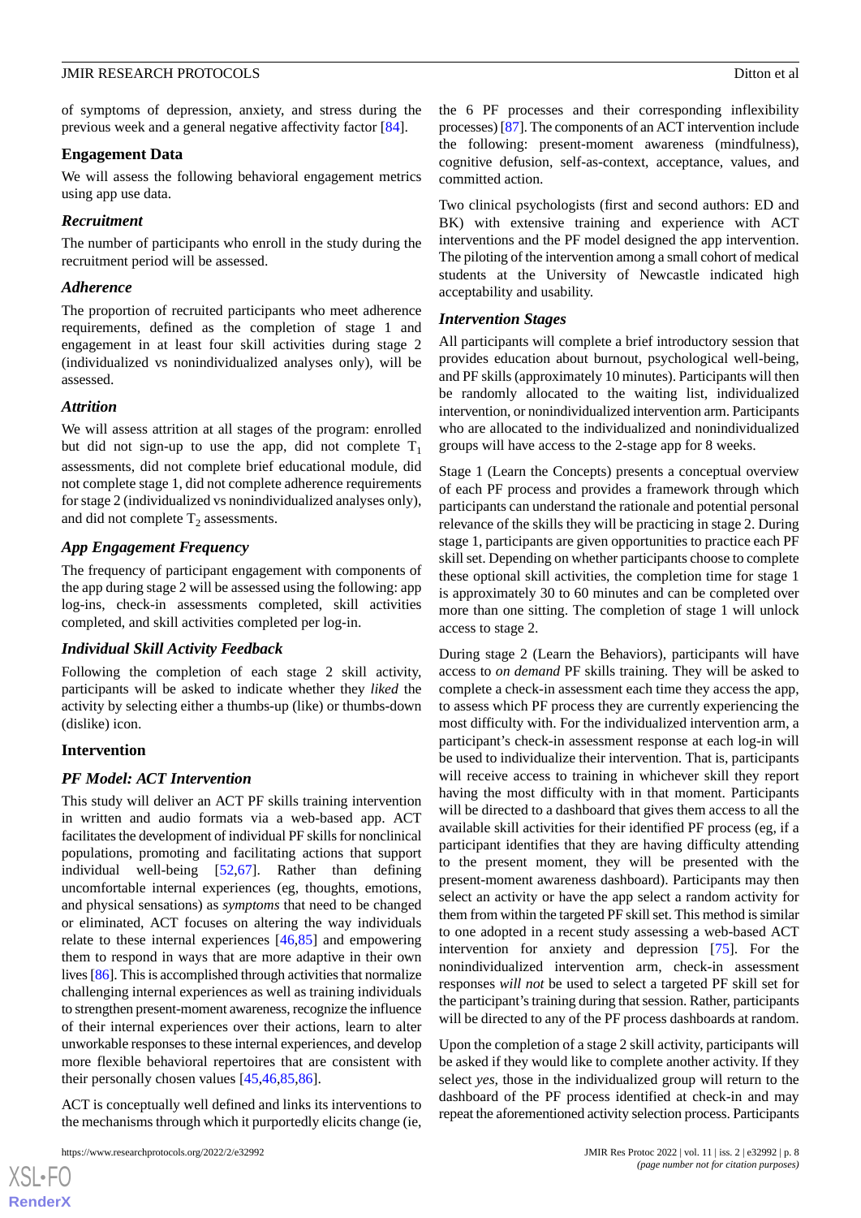of symptoms of depression, anxiety, and stress during the previous week and a general negative affectivity factor [84].

### Engagement Data

We will assess the following behavioral engagement metrics using app use data.

#### *Recruitment*

The number of participants who enroll in the study during the recruitment period will be assessed.

#### *Adherence*

The proportion of recruited participants who meet adherence requirements, defined as the completion of stage 1 and engagement in at least four skill activities during stage 2 (individualized vs nonindividualized analyses only), will be assessed.

#### *Attrition*

We will assess attrition at all stages of the program: enrolled but did not sign-up to use the app, did not complete $T_1$ assessments, did not complete brief educational module, did not complete stage 1, did not complete adherence requirements for stage 2 (individualized vs nonindividualized analyses only), and did not complete $T_2$ assessments.

#### *App Engagement Frequency*

The frequency of participant engagement with components of the app during stage 2 will be assessed using the following: app log-ins, check-in assessments completed, skill activities completed, and skill activities completed per log-in.

#### *Individual Skill Activity Feedback*

Following the completion of each stage 2 skill activity, participants will be asked to indicate whether they *liked* the activity by selecting either a thumbs-up (like) or thumbs-down (dislike) icon.

### Intervention

#### *PF Model: ACT Intervention*

This study will deliver an ACT PF skills training intervention in written and audio formats via a web-based app. ACT facilitates the development of individual PF skills for nonclinical populations, promoting and facilitating actions that support individual well-being [52,67]. Rather than defining uncomfortable internal experiences (eg, thoughts, emotions, and physical sensations) as *symptoms* that need to be changed or eliminated, ACT focuses on altering the way individuals relate to these internal experiences [46,85] and empowering them to respond in ways that are more adaptive in their own lives [86]. This is accomplished through activities that normalize challenging internal experiences as well as training individuals to strengthen present-moment awareness, recognize the influence of their internal experiences over their actions, learn to alter unworkable responses to these internal experiences, and develop more flexible behavioral repertoires that are consistent with their personally chosen values [45,46,85,86].

ACT is conceptually well defined and links its interventions to the mechanisms through which it purportedly elicits change (ie, the 6 PF processes and their corresponding inflexibility processes) [87]. The components of an ACT intervention include the following: present-moment awareness (mindfulness), cognitive defusion, self-as-context, acceptance, values, and committed action.

Two clinical psychologists (first and second authors: ED and BK) with extensive training and experience with ACT interventions and the PF model designed the app intervention. The piloting of the intervention among a small cohort of medical students at the University of Newcastle indicated high acceptability and usability.

#### *Intervention Stages*

All participants will complete a brief introductory session that provides education about burnout, psychological well-being, and PF skills (approximately 10 minutes). Participants will then be randomly allocated to the waiting list, individualized intervention, or nonindividualized intervention arm. Participants who are allocated to the individualized and nonindividualized groups will have access to the 2-stage app for 8 weeks.

Stage 1 (Learn the Concepts) presents a conceptual overview of each PF process and provides a framework through which participants can understand the rationale and potential personal relevance of the skills they will be practicing in stage 2. During stage 1, participants are given opportunities to practice each PF skill set. Depending on whether participants choose to complete these optional skill activities, the completion time for stage 1 is approximately 30 to 60 minutes and can be completed over more than one sitting. The completion of stage 1 will unlock access to stage 2.

During stage 2 (Learn the Behaviors), participants will have access to *on demand* PF skills training. They will be asked to complete a check-in assessment each time they access the app, to assess which PF process they are currently experiencing the most difficulty with. For the individualized intervention arm, a participant's check-in assessment response at each log-in will be used to individualize their intervention. That is, participants will receive access to training in whichever skill they report having the most difficulty with in that moment. Participants will be directed to a dashboard that gives them access to all the available skill activities for their identified PF process (eg, if a participant identifies that they are having difficulty attending to the present moment, they will be presented with the present-moment awareness dashboard). Participants may then select an activity or have the app select a random activity for them from within the targeted PF skill set. This method is similar to one adopted in a recent study assessing a web-based ACT intervention for anxiety and depression [75]. For the nonindividualized intervention arm, check-in assessment responses *will not* be used to select a targeted PF skill set for the participant's training during that session. Rather, participants will be directed to any of the PF process dashboards at random.

Upon the completion of a stage 2 skill activity, participants will be asked if they would like to complete another activity. If they select *yes*, those in the individualized group will return to the dashboard of the PF process identified at check-in and may repeat the aforementioned activity selection process. Participants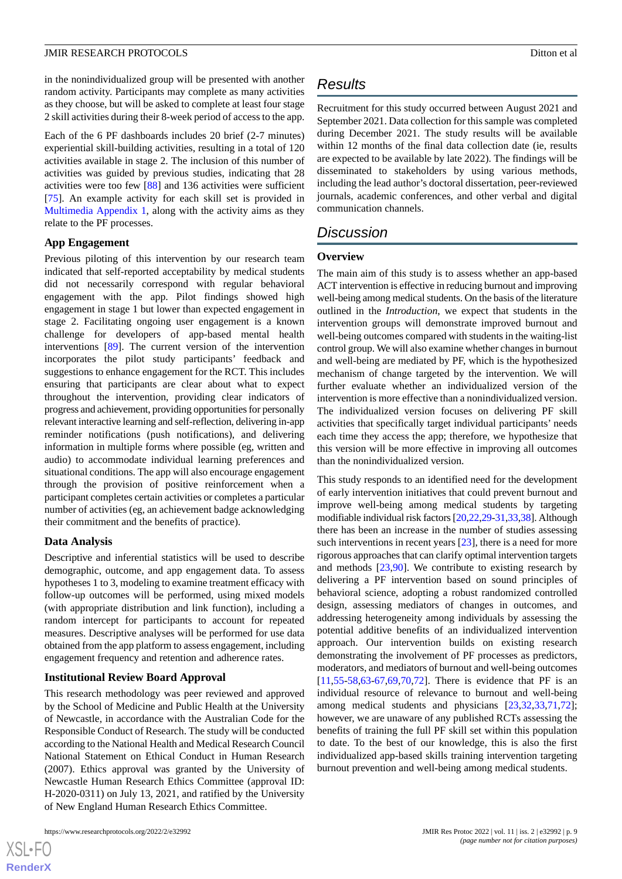in the nonindividualized group will be presented with another random activity. Participants may complete as many activities as they choose, but will be asked to complete at least four stage 2 skill activities during their 8-week period of access to the app.

Each of the 6 PF dashboards includes 20 brief (2-7 minutes) experiential skill-building activities, resulting in a total of 120 activities available in stage 2. The inclusion of this number of activities was guided by previous studies, indicating that 28 activities were too few [88] and 136 activities were sufficient [75]. An example activity for each skill set is provided in Multimedia Appendix 1, along with the activity aims as they relate to the PF processes.

### App Engagement

Previous piloting of this intervention by our research team indicated that self-reported acceptability by medical students did not necessarily correspond with regular behavioral engagement with the app. Pilot findings showed high engagement in stage 1 but lower than expected engagement in stage 2. Facilitating ongoing user engagement is a known challenge for developers of app-based mental health interventions [89]. The current version of the intervention incorporates the pilot study participants' feedback and suggestions to enhance engagement for the RCT. This includes ensuring that participants are clear about what to expect throughout the intervention, providing clear indicators of progress and achievement, providing opportunities for personally relevant interactive learning and self-reflection, delivering in-app reminder notifications (push notifications), and delivering information in multiple forms where possible (eg, written and audio) to accommodate individual learning preferences and situational conditions. The app will also encourage engagement through the provision of positive reinforcement when a participant completes certain activities or completes a particular number of activities (eg, an achievement badge acknowledging their commitment and the benefits of practice).

### Data Analysis

Descriptive and inferential statistics will be used to describe demographic, outcome, and app engagement data. To assess hypotheses 1 to 3, modeling to examine treatment efficacy with follow-up outcomes will be performed, using mixed models (with appropriate distribution and link function), including a random intercept for participants to account for repeated measures. Descriptive analyses will be performed for use data obtained from the app platform to assess engagement, including engagement frequency and retention and adherence rates.

### Institutional Review Board Approval

This research methodology was peer reviewed and approved by the School of Medicine and Public Health at the University of Newcastle, in accordance with the Australian Code for the Responsible Conduct of Research. The study will be conducted according to the National Health and Medical Research Council National Statement on Ethical Conduct in Human Research (2007). Ethics approval was granted by the University of Newcastle Human Research Ethics Committee (approval ID: H-2020-0311) on July 13, 2021, and ratified by the University of New England Human Research Ethics Committee.

## Results

Recruitment for this study occurred between August 2021 and September 2021. Data collection for this sample was completed during December 2021. The study results will be available within 12 months of the final data collection date (ie, results are expected to be available by late 2022). The findings will be disseminated to stakeholders by using various methods, including the lead author's doctoral dissertation, peer-reviewed journals, academic conferences, and other verbal and digital communication channels.

## Discussion

### Overview

The main aim of this study is to assess whether an app-based ACT intervention is effective in reducing burnout and improving well-being among medical students. On the basis of the literature outlined in the *Introduction*, we expect that students in the intervention groups will demonstrate improved burnout and well-being outcomes compared with students in the waiting-list control group. We will also examine whether changes in burnout and well-being are mediated by PF, which is the hypothesized mechanism of change targeted by the intervention. We will further evaluate whether an individualized version of the intervention is more effective than a nonindividualized version. The individualized version focuses on delivering PF skill activities that specifically target individual participants' needs each time they access the app; therefore, we hypothesize that this version will be more effective in improving all outcomes than the nonindividualized version.

This study responds to an identified need for the development of early intervention initiatives that could prevent burnout and improve well-being among medical students by targeting modifiable individual risk factors [20,22,29-31,33,38]. Although there has been an increase in the number of studies assessing such interventions in recent years [23], there is a need for more rigorous approaches that can clarify optimal intervention targets and methods [23,90]. We contribute to existing research by delivering a PF intervention based on sound principles of behavioral science, adopting a robust randomized controlled design, assessing mediators of changes in outcomes, and addressing heterogeneity among individuals by assessing the potential additive benefits of an individualized intervention approach. Our intervention builds on existing research demonstrating the involvement of PF processes as predictors, moderators, and mediators of burnout and well-being outcomes [11,55-58,63-67,69,70,72]. There is evidence that PF is an individual resource of relevance to burnout and well-being among medical students and physicians [23,32,33,71,72]; however, we are unaware of any published RCTs assessing the benefits of training the full PF skill set within this population to date. To the best of our knowledge, this is also the first individualized app-based skills training intervention targeting burnout prevention and well-being among medical students.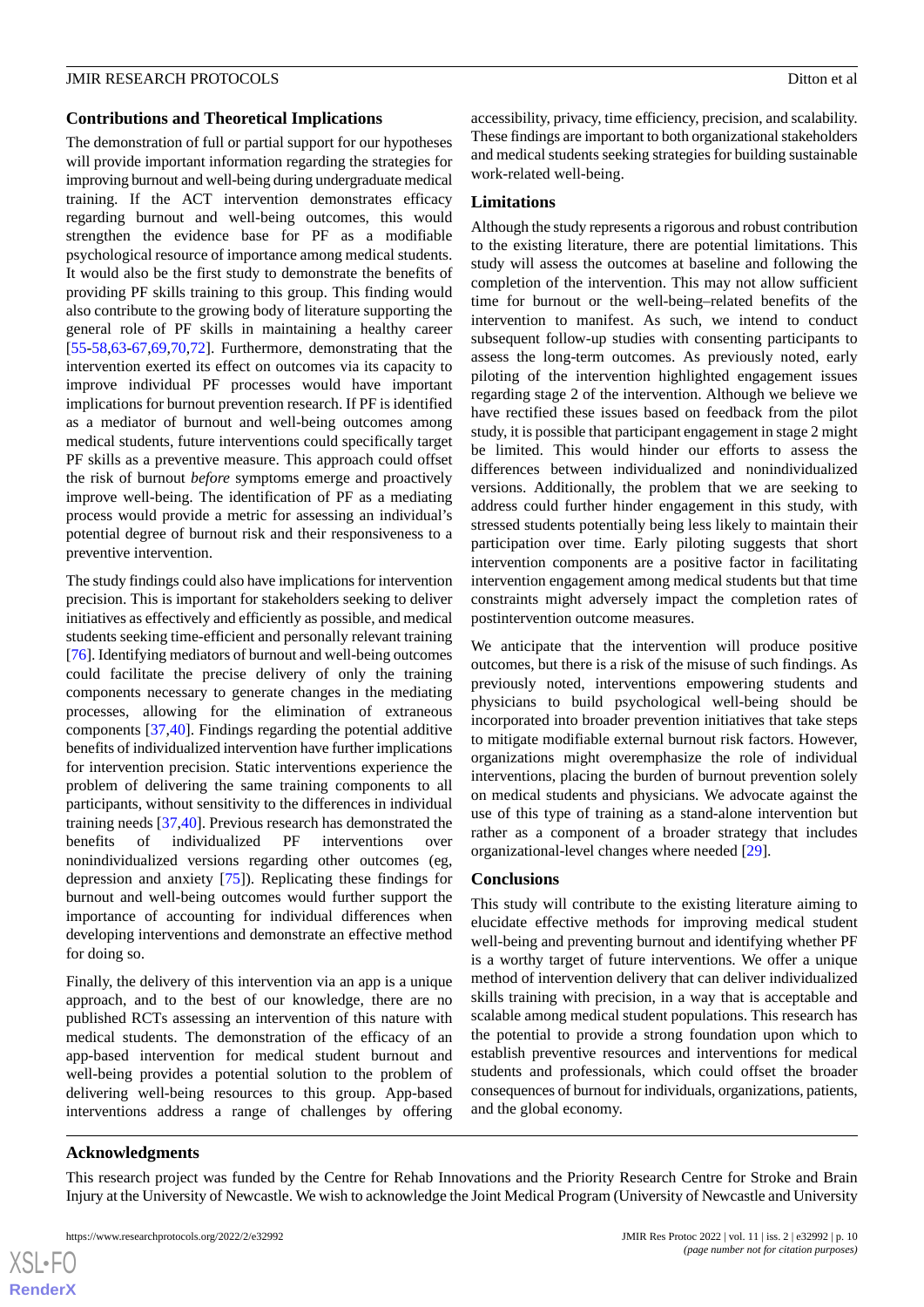### Contributions and Theoretical Implications

The demonstration of full or partial support for our hypotheses will provide important information regarding the strategies for improving burnout and well-being during undergraduate medical training. If the ACT intervention demonstrates efficacy regarding burnout and well-being outcomes, this would strengthen the evidence base for PF as a modifiable psychological resource of importance among medical students. It would also be the first study to demonstrate the benefits of providing PF skills training to this group. This finding would also contribute to the growing body of literature supporting the general role of PF skills in maintaining a healthy career [55-58,63-67,69,70,72]. Furthermore, demonstrating that the intervention exerted its effect on outcomes via its capacity to improve individual PF processes would have important implications for burnout prevention research. If PF is identified as a mediator of burnout and well-being outcomes among medical students, future interventions could specifically target PF skills as a preventive measure. This approach could offset the risk of burnout *before* symptoms emerge and proactively improve well-being. The identification of PF as a mediating process would provide a metric for assessing an individual's potential degree of burnout risk and their responsiveness to a preventive intervention.

The study findings could also have implications for intervention precision. This is important for stakeholders seeking to deliver initiatives as effectively and efficiently as possible, and medical students seeking time-efficient and personally relevant training [76]. Identifying mediators of burnout and well-being outcomes could facilitate the precise delivery of only the training components necessary to generate changes in the mediating processes, allowing for the elimination of extraneous components [37,40]. Findings regarding the potential additive benefits of individualized intervention have further implications for intervention precision. Static interventions experience the problem of delivering the same training components to all participants, without sensitivity to the differences in individual training needs [37,40]. Previous research has demonstrated the benefits of individualized PF interventions over nonindividualized versions regarding other outcomes (eg, depression and anxiety [75]). Replicating these findings for burnout and well-being outcomes would further support the importance of accounting for individual differences when developing interventions and demonstrate an effective method for doing so.

Finally, the delivery of this intervention via an app is a unique approach, and to the best of our knowledge, there are no published RCTs assessing an intervention of this nature with medical students. The demonstration of the efficacy of an app-based intervention for medical student burnout and well-being provides a potential solution to the problem of delivering well-being resources to this group. App-based interventions address a range of challenges by offering accessibility, privacy, time efficiency, precision, and scalability. These findings are important to both organizational stakeholders and medical students seeking strategies for building sustainable work-related well-being.

### Limitations

Although the study represents a rigorous and robust contribution to the existing literature, there are potential limitations. This study will assess the outcomes at baseline and following the completion of the intervention. This may not allow sufficient time for burnout or the well-being–related benefits of the intervention to manifest. As such, we intend to conduct subsequent follow-up studies with consenting participants to assess the long-term outcomes. As previously noted, early piloting of the intervention highlighted engagement issues regarding stage 2 of the intervention. Although we believe we have rectified these issues based on feedback from the pilot study, it is possible that participant engagement in stage 2 might be limited. This would hinder our efforts to assess the differences between individualized and nonindividualized versions. Additionally, the problem that we are seeking to address could further hinder engagement in this study, with stressed students potentially being less likely to maintain their participation over time. Early piloting suggests that short intervention components are a positive factor in facilitating intervention engagement among medical students but that time constraints might adversely impact the completion rates of postintervention outcome measures.

We anticipate that the intervention will produce positive outcomes, but there is a risk of the misuse of such findings. As previously noted, interventions empowering students and physicians to build psychological well-being should be incorporated into broader prevention initiatives that take steps to mitigate modifiable external burnout risk factors. However, organizations might overemphasize the role of individual interventions, placing the burden of burnout prevention solely on medical students and physicians. We advocate against the use of this type of training as a stand-alone intervention but rather as a component of a broader strategy that includes organizational-level changes where needed [29].

### Conclusions

This study will contribute to the existing literature aiming to elucidate effective methods for improving medical student well-being and preventing burnout and identifying whether PF is a worthy target of future interventions. We offer a unique method of intervention delivery that can deliver individualized skills training with precision, in a way that is acceptable and scalable among medical student populations. This research has the potential to provide a strong foundation upon which to establish preventive resources and interventions for medical students and professionals, which could offset the broader consequences of burnout for individuals, organizations, patients, and the global economy.

## Acknowledgments

This research project was funded by the Centre for Rehab Innovations and the Priority Research Centre for Stroke and Brain Injury at the University of Newcastle. We wish to acknowledge the Joint Medical Program (University of Newcastle and University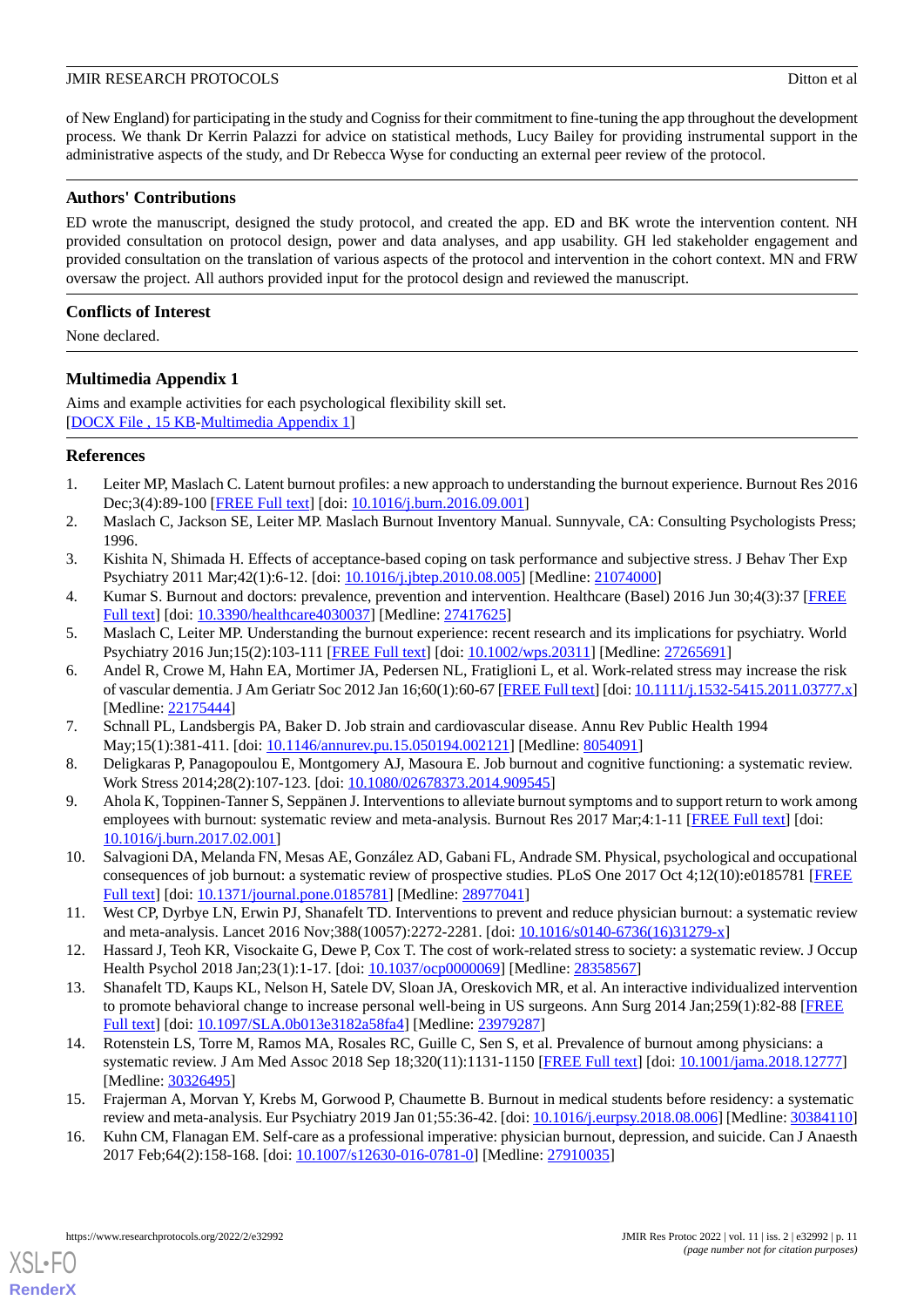of New England) for participating in the study and Cogniss for their commitment to fine-tuning the app throughout the development process. We thank Dr Kerrin Palazzi for advice on statistical methods, Lucy Bailey for providing instrumental support in the administrative aspects of the study, and Dr Rebecca Wyse for conducting an external peer review of the protocol.

## Authors' Contributions

ED wrote the manuscript, designed the study protocol, and created the app. ED and BK wrote the intervention content. NH provided consultation on protocol design, power and data analyses, and app usability. GH led stakeholder engagement and provided consultation on the translation of various aspects of the protocol and intervention in the cohort context. MN and FRW oversaw the project. All authors provided input for the protocol design and reviewed the manuscript.

## Conflicts of Interest

None declared.

## Multimedia Appendix 1

Aims and example activities for each psychological flexibility skill set.
[DOCX File , 15 KB-Multimedia Appendix 1]

## References

1. Leiter MP, Maslach C. Latent burnout profiles: a new approach to understanding the burnout experience. Burnout Res 2016 Dec;3(4):89-100 [FREE Full text] [doi: 10.1016/j.burn.2016.09.001]
2. Maslach C, Jackson SE, Leiter MP. Maslach Burnout Inventory Manual. Sunnyvale, CA: Consulting Psychologists Press; 1996.
3. Kishita N, Shimada H. Effects of acceptance-based coping on task performance and subjective stress. J Behav Ther Exp Psychiatry 2011 Mar;42(1):6-12. [doi: 10.1016/j.jbtep.2010.08.005] [Medline: 21074000]
4. Kumar S. Burnout and doctors: prevalence, prevention and intervention. Healthcare (Basel) 2016 Jun 30;4(3):37 [FREE Full text] [doi: 10.3390/healthcare4030037] [Medline: 27417625]
5. Maslach C, Leiter MP. Understanding the burnout experience: recent research and its implications for psychiatry. World Psychiatry 2016 Jun;15(2):103-111 [FREE Full text] [doi: 10.1002/wps.20311] [Medline: 27265691]
6. Andel R, Crowe M, Hahn EA, Mortimer JA, Pedersen NL, Fratiglioni L, et al. Work-related stress may increase the risk of vascular dementia. J Am Geriatr Soc 2012 Jan 16;60(1):60-67 [FREE Full text] [doi: 10.1111/j.1532-5415.2011.03777.x] [Medline: 22175444]
7. Schnall PL, Landsbergis PA, Baker D. Job strain and cardiovascular disease. Annu Rev Public Health 1994 May;15(1):381-411. [doi: 10.1146/annurev.pu.15.050194.002121] [Medline: 8054091]
8. Deligkaras P, Panagopoulou E, Montgomery AJ, Masoura E. Job burnout and cognitive functioning: a systematic review. Work Stress 2014;28(2):107-123. [doi: 10.1080/02678373.2014.909545]
9. Ahola K, Toppinen-Tanner S, Seppänen J. Interventions to alleviate burnout symptoms and to support return to work among employees with burnout: systematic review and meta-analysis. Burnout Res 2017 Mar;4:1-11 [FREE Full text] [doi: 10.1016/j.burn.2017.02.001]
10. Salvagioni DA, Melanda FN, Mesas AE, González AD, Gabani FL, Andrade SM. Physical, psychological and occupational consequences of job burnout: a systematic review of prospective studies. PLoS One 2017 Oct 4;12(10):e0185781 [FREE Full text] [doi: 10.1371/journal.pone.0185781] [Medline: 28977041]
11. West CP, Dyrbye LN, Erwin PJ, Shanafelt TD. Interventions to prevent and reduce physician burnout: a systematic review and meta-analysis. Lancet 2016 Nov;388(10057):2272-2281. [doi: 10.1016/s0140-6736(16)31279-x]
12. Hassard J, Teoh KR, Visockaite G, Dewe P, Cox T. The cost of work-related stress to society: a systematic review. J Occup Health Psychol 2018 Jan;23(1):1-17. [doi: 10.1037/ocp0000069] [Medline: 28358567]
13. Shanafelt TD, Kaups KL, Nelson H, Satele DV, Sloan JA, Oreskovich MR, et al. An interactive individualized intervention to promote behavioral change to increase personal well-being in US surgeons. Ann Surg 2014 Jan;259(1):82-88 [FREE Full text] [doi: 10.1097/SLA.0b013e3182a58fa4] [Medline: 23979287]
14. Rotenstein LS, Torre M, Ramos MA, Rosales RC, Guille C, Sen S, et al. Prevalence of burnout among physicians: a systematic review. J Am Med Assoc 2018 Sep 18;320(11):1131-1150 [FREE Full text] [doi: 10.1001/jama.2018.12777] [Medline: 30326495]
15. Frajerman A, Morvan Y, Krebs M, Gorwood P, Chaumette B. Burnout in medical students before residency: a systematic review and meta-analysis. Eur Psychiatry 2019 Jan 01;55:36-42. [doi: 10.1016/j.eurpsy.2018.08.006] [Medline: 30384110]
16. Kuhn CM, Flanagan EM. Self-care as a professional imperative: physician burnout, depression, and suicide. Can J Anaesth 2017 Feb;64(2):158-168. [doi: 10.1007/s12630-016-0781-0] [Medline: 27910035]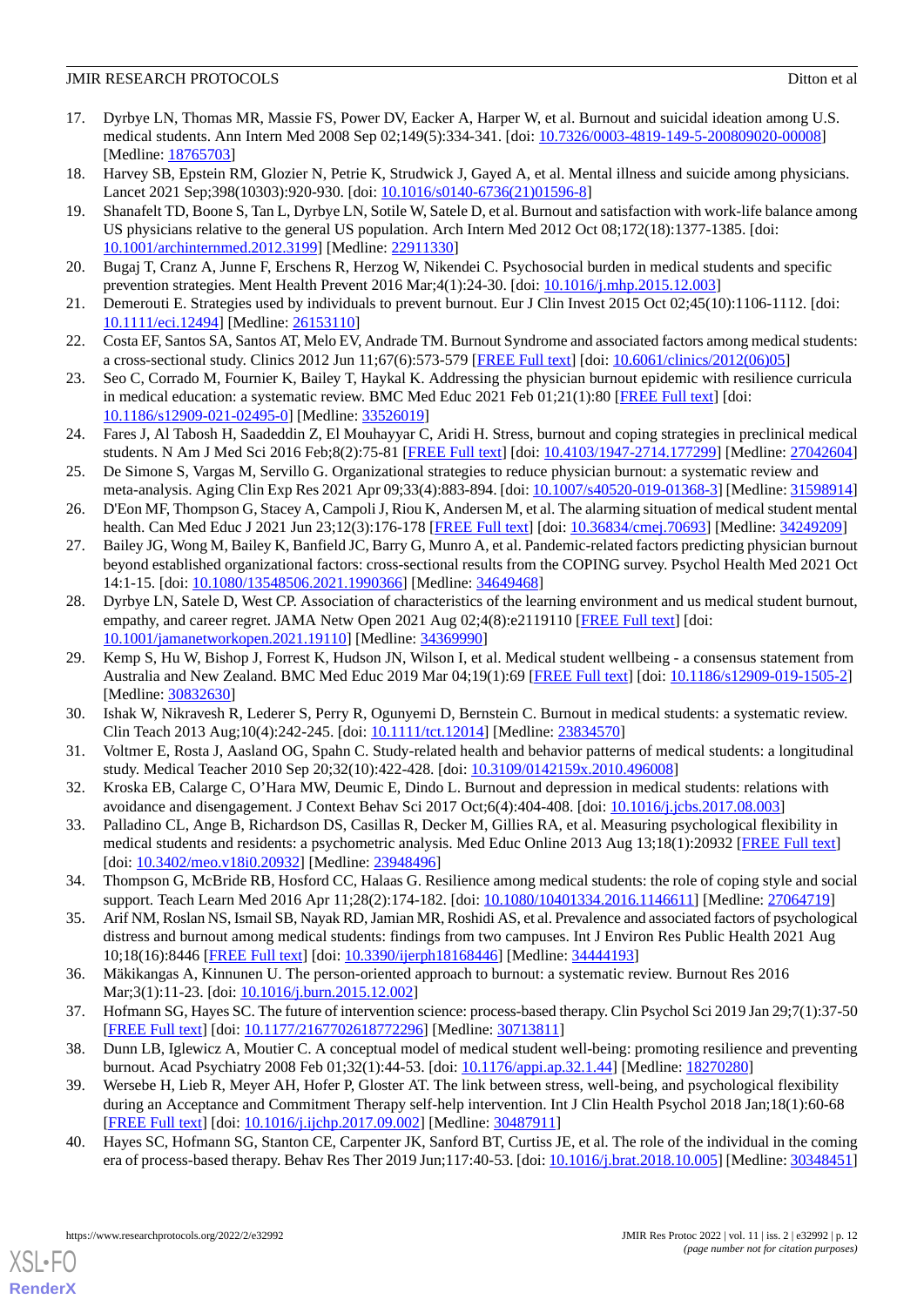17. Dyrbye LN, Thomas MR, Massie FS, Power DV, Eacker A, Harper W, et al. Burnout and suicidal ideation among U.S. medical students. Ann Intern Med 2008 Sep 02;149(5):334-341. [doi: 10.7326/0003-4819-149-5-200809020-00008] [Medline: 18765703]
18. Harvey SB, Epstein RM, Glozier N, Petrie K, Strudwick J, Gayed A, et al. Mental illness and suicide among physicians. Lancet 2021 Sep;398(10303):920-930. [doi: 10.1016/s0140-6736(21)01596-8]
19. Shanafelt TD, Boone S, Tan L, Dyrbye LN, Sotile W, Satele D, et al. Burnout and satisfaction with work-life balance among US physicians relative to the general US population. Arch Intern Med 2012 Oct 08;172(18):1377-1385. [doi: 10.1001/archinternmed.2012.3199] [Medline: 22911330]
20. Bugaj T, Cranz A, Junne F, Erschens R, Herzog W, Nikendei C. Psychosocial burden in medical students and specific prevention strategies. Ment Health Prevent 2016 Mar;4(1):24-30. [doi: 10.1016/j.mhp.2015.12.003]
21. Demerouti E. Strategies used by individuals to prevent burnout. Eur J Clin Invest 2015 Oct 02;45(10):1106-1112. [doi: 10.1111/eci.12494] [Medline: 26153110]
22. Costa EF, Santos SA, Santos AT, Melo EV, Andrade TM. Burnout Syndrome and associated factors among medical students: a cross-sectional study. Clinics 2012 Jun 11;67(6):573-579 [FREE Full text] [doi: 10.6061/clinics/2012(06)05]
23. Seo C, Corrado M, Fournier K, Bailey T, Haykal K. Addressing the physician burnout epidemic with resilience curricula in medical education: a systematic review. BMC Med Educ 2021 Feb 01;21(1):80 [FREE Full text] [doi: 10.1186/s12909-021-02495-0] [Medline: 33526019]
24. Fares J, Al Tabosh H, Saadeddin Z, El Mouhayyar C, Aridi H. Stress, burnout and coping strategies in preclinical medical students. N Am J Med Sci 2016 Feb;8(2):75-81 [FREE Full text] [doi: 10.4103/1947-2714.177299] [Medline: 27042604]
25. De Simone S, Vargas M, Servillo G. Organizational strategies to reduce physician burnout: a systematic review and meta-analysis. Aging Clin Exp Res 2021 Apr 09;33(4):883-894. [doi: 10.1007/s40520-019-01368-3] [Medline: 31598914]
26. D'Eon MF, Thompson G, Stacey A, Campoli J, Riou K, Andersen M, et al. The alarming situation of medical student mental health. Can Med Educ J 2021 Jun 23;12(3):176-178 [FREE Full text] [doi: 10.36834/cmej.70693] [Medline: 34249209]
27. Bailey JG, Wong M, Bailey K, Banfield JC, Barry G, Munro A, et al. Pandemic-related factors predicting physician burnout beyond established organizational factors: cross-sectional results from the COPING survey. Psychol Health Med 2021 Oct 14:1-15. [doi: 10.1080/13548506.2021.1990366] [Medline: 34649468]
28. Dyrbye LN, Satele D, West CP. Association of characteristics of the learning environment and us medical student burnout, empathy, and career regret. JAMA Netw Open 2021 Aug 02;4(8):e2119110 [FREE Full text] [doi: 10.1001/jamanetworkopen.2021.19110] [Medline: 34369990]
29. Kemp S, Hu W, Bishop J, Forrest K, Hudson JN, Wilson I, et al. Medical student wellbeing - a consensus statement from Australia and New Zealand. BMC Med Educ 2019 Mar 04;19(1):69 [FREE Full text] [doi: 10.1186/s12909-019-1505-2] [Medline: 30832630]
30. Ishak W, Nikravesh R, Lederer S, Perry R, Ogunyemi D, Bernstein C. Burnout in medical students: a systematic review. Clin Teach 2013 Aug;10(4):242-245. [doi: 10.1111/tct.12014] [Medline: 23834570]
31. Voltmer E, Rosta J, Aasland OG, Spahn C. Study-related health and behavior patterns of medical students: a longitudinal study. Medical Teacher 2010 Sep 20;32(10):422-428. [doi: 10.3109/0142159x.2010.496008]
32. Kroska EB, Calarge C, O'Hara MW, Deumic E, Dindo L. Burnout and depression in medical students: relations with avoidance and disengagement. J Context Behav Sci 2017 Oct;6(4):404-408. [doi: 10.1016/j.jcbs.2017.08.003]
33. Palladino CL, Ange B, Richardson DS, Casillas R, Decker M, Gillies RA, et al. Measuring psychological flexibility in medical students and residents: a psychometric analysis. Med Educ Online 2013 Aug 13;18(1):20932 [FREE Full text] [doi: 10.3402/meo.v18i0.20932] [Medline: 23948496]
34. Thompson G, McBride RB, Hosford CC, Halaas G. Resilience among medical students: the role of coping style and social support. Teach Learn Med 2016 Apr 11;28(2):174-182. [doi: 10.1080/10401334.2016.1146611] [Medline: 27064719]
35. Arif NM, Roslan NS, Ismail SB, Nayak RD, Jamian MR, Roshidi AS, et al. Prevalence and associated factors of psychological distress and burnout among medical students: findings from two campuses. Int J Environ Res Public Health 2021 Aug 10;18(16):8446 [FREE Full text] [doi: 10.3390/ijerph18168446] [Medline: 34444193]
36. Mäkikangas A, Kinnunen U. The person-oriented approach to burnout: a systematic review. Burnout Res 2016 Mar;3(1):11-23. [doi: 10.1016/j.burn.2015.12.002]
37. Hofmann SG, Hayes SC. The future of intervention science: process-based therapy. Clin Psychol Sci 2019 Jan 29;7(1):37-50 [FREE Full text] [doi: 10.1177/2167702618772296] [Medline: 30713811]
38. Dunn LB, Iglewicz A, Moutier C. A conceptual model of medical student well-being: promoting resilience and preventing burnout. Acad Psychiatry 2008 Feb 01;32(1):44-53. [doi: 10.1176/appi.ap.32.1.44] [Medline: 18270280]
39. Wersebe H, Lieb R, Meyer AH, Hofer P, Gloster AT. The link between stress, well-being, and psychological flexibility during an Acceptance and Commitment Therapy self-help intervention. Int J Clin Health Psychol 2018 Jan;18(1):60-68 [FREE Full text] [doi: 10.1016/j.ijchp.2017.09.002] [Medline: 30487911]
40. Hayes SC, Hofmann SG, Stanton CE, Carpenter JK, Sanford BT, Curtiss JE, et al. The role of the individual in the coming era of process-based therapy. Behav Res Ther 2019 Jun;117:40-53. [doi: 10.1016/j.brat.2018.10.005] [Medline: 30348451]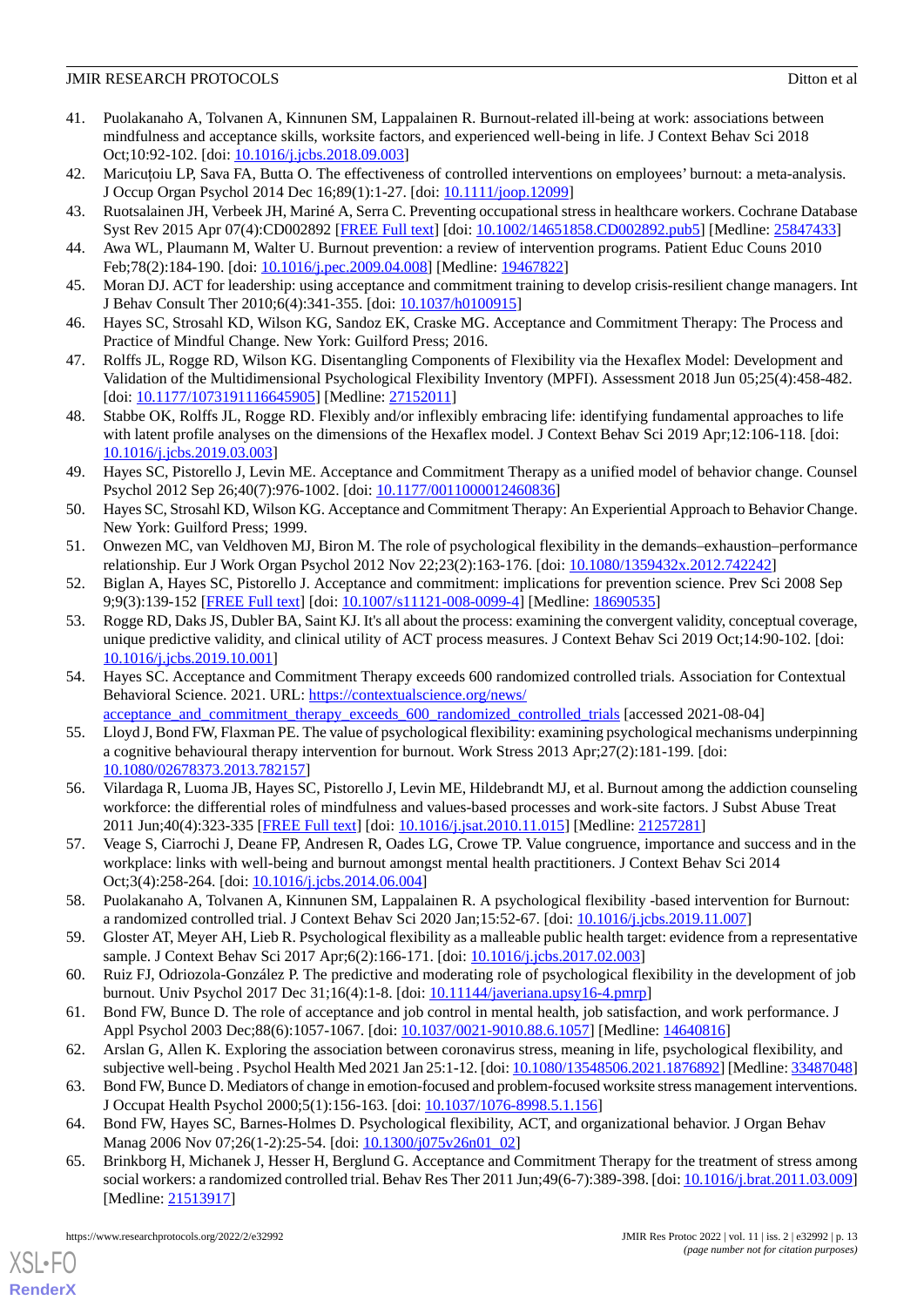41. Puolakanaho A, Tolvanen A, Kinnunen SM, Lappalainen R. Burnout-related ill-being at work: associations between mindfulness and acceptance skills, worksite factors, and experienced well-being in life. J Context Behav Sci 2018 Oct;10:92-102. [doi: 10.1016/j.jcbs.2018.09.003]
42. Maricuțoiu LP, Sava FA, Butta O. The effectiveness of controlled interventions on employees' burnout: a meta-analysis. J Occup Organ Psychol 2014 Dec 16;89(1):1-27. [doi: 10.1111/joop.12099]
43. Ruotsalainen JH, Verbeek JH, Mariné A, Serra C. Preventing occupational stress in healthcare workers. Cochrane Database Syst Rev 2015 Apr 07(4):CD002892 [FREE Full text] [doi: 10.1002/14651858.CD002892.pub5] [Medline: 25847433]
44. Awa WL, Plaumann M, Walter U. Burnout prevention: a review of intervention programs. Patient Educ Couns 2010 Feb;78(2):184-190. [doi: 10.1016/j.pec.2009.04.008] [Medline: 19467822]
45. Moran DJ. ACT for leadership: using acceptance and commitment training to develop crisis-resilient change managers. Int J Behav Consult Ther 2010;6(4):341-355. [doi: 10.1037/h0100915]
46. Hayes SC, Strosahl KD, Wilson KG, Sandoz EK, Craske MG. Acceptance and Commitment Therapy: The Process and Practice of Mindful Change. New York: Guilford Press; 2016.
47. Rolffs JL, Rogge RD, Wilson KG. Disentangling Components of Flexibility via the Hexaflex Model: Development and Validation of the Multidimensional Psychological Flexibility Inventory (MPFI). Assessment 2018 Jun 05;25(4):458-482. [doi: 10.1177/1073191116645905] [Medline: 27152011]
48. Stabbe OK, Rolffs JL, Rogge RD. Flexibly and/or inflexibly embracing life: identifying fundamental approaches to life with latent profile analyses on the dimensions of the Hexaflex model. J Context Behav Sci 2019 Apr;12:106-118. [doi: 10.1016/j.jcbs.2019.03.003]
49. Hayes SC, Pistorello J, Levin ME. Acceptance and Commitment Therapy as a unified model of behavior change. Counsel Psychol 2012 Sep 26;40(7):976-1002. [doi: 10.1177/0011000012460836]
50. Hayes SC, Strosahl KD, Wilson KG. Acceptance and Commitment Therapy: An Experiential Approach to Behavior Change. New York: Guilford Press; 1999.
51. Onwezen MC, van Veldhoven MJ, Biron M. The role of psychological flexibility in the demands–exhaustion–performance relationship. Eur J Work Organ Psychol 2012 Nov 22;23(2):163-176. [doi: 10.1080/1359432x.2012.742242]
52. Biglan A, Hayes SC, Pistorello J. Acceptance and commitment: implications for prevention science. Prev Sci 2008 Sep 9;9(3):139-152 [FREE Full text] [doi: 10.1007/s11121-008-0099-4] [Medline: 18690535]
53. Rogge RD, Daks JS, Dubler BA, Saint KJ. It's all about the process: examining the convergent validity, conceptual coverage, unique predictive validity, and clinical utility of ACT process measures. J Context Behav Sci 2019 Oct;14:90-102. [doi: 10.1016/j.jcbs.2019.10.001]
54. Hayes SC. Acceptance and Commitment Therapy exceeds 600 randomized controlled trials. Association for Contextual Behavioral Science. 2021. URL: https://contextualscience.org/news/acceptance_and_commitment_therapy_exceeds_600_randomized_controlled_trials [accessed 2021-08-04]
55. Lloyd J, Bond FW, Flaxman PE. The value of psychological flexibility: examining psychological mechanisms underpinning a cognitive behavioural therapy intervention for burnout. Work Stress 2013 Apr;27(2):181-199. [doi: 10.1080/02678373.2013.782157]
56. Vilardaga R, Luoma JB, Hayes SC, Pistorello J, Levin ME, Hildebrandt MJ, et al. Burnout among the addiction counseling workforce: the differential roles of mindfulness and values-based processes and work-site factors. J Subst Abuse Treat 2011 Jun;40(4):323-335 [FREE Full text] [doi: 10.1016/j.jsat.2010.11.015] [Medline: 21257281]
57. Veage S, Ciarrochi J, Deane FP, Andresen R, Oades LG, Crowe TP. Value congruence, importance and success and in the workplace: links with well-being and burnout amongst mental health practitioners. J Context Behav Sci 2014 Oct;3(4):258-264. [doi: 10.1016/j.jcbs.2014.06.004]
58. Puolakanaho A, Tolvanen A, Kinnunen SM, Lappalainen R. A psychological flexibility -based intervention for Burnout: a randomized controlled trial. J Context Behav Sci 2020 Jan;15:52-67. [doi: 10.1016/j.jcbs.2019.11.007]
59. Gloster AT, Meyer AH, Lieb R. Psychological flexibility as a malleable public health target: evidence from a representative sample. J Context Behav Sci 2017 Apr;6(2):166-171. [doi: 10.1016/j.jcbs.2017.02.003]
60. Ruiz FJ, Odriozola-González P. The predictive and moderating role of psychological flexibility in the development of job burnout. Univ Psychol 2017 Dec 31;16(4):1-8. [doi: 10.11144/javeriana.upsy16-4.pmrp]
61. Bond FW, Bunce D. The role of acceptance and job control in mental health, job satisfaction, and work performance. J Appl Psychol 2003 Dec;88(6):1057-1067. [doi: 10.1037/0021-9010.88.6.1057] [Medline: 14640816]
62. Arslan G, Allen K. Exploring the association between coronavirus stress, meaning in life, psychological flexibility, and subjective well-being . Psychol Health Med 2021 Jan 25:1-12. [doi: 10.1080/13548506.2021.1876892] [Medline: 33487048]
63. Bond FW, Bunce D. Mediators of change in emotion-focused and problem-focused worksite stress management interventions. J Occupat Health Psychol 2000;5(1):156-163. [doi: 10.1037/1076-8998.5.1.156]
64. Bond FW, Hayes SC, Barnes-Holmes D. Psychological flexibility, ACT, and organizational behavior. J Organ Behav Manag 2006 Nov 07;26(1-2):25-54. [doi: 10.1300/j075v26n01_02]
65. Brinkborg H, Michanek J, Hesser H, Berglund G. Acceptance and Commitment Therapy for the treatment of stress among social workers: a randomized controlled trial. Behav Res Ther 2011 Jun;49(6-7):389-398. [doi: 10.1016/j.brat.2011.03.009] [Medline: 21513917]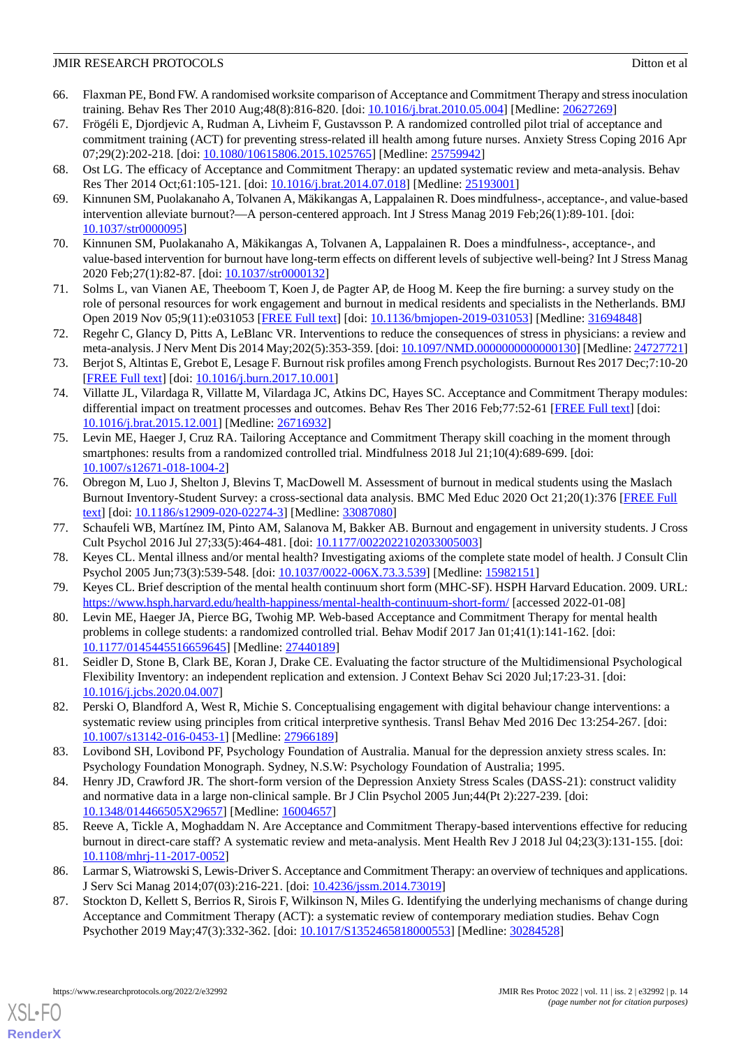66. Flaxman PE, Bond FW. A randomised worksite comparison of Acceptance and Commitment Therapy and stress inoculation training. Behav Res Ther 2010 Aug;48(8):816-820. [doi: 10.1016/j.brat.2010.05.004] [Medline: 20627269]
67. Frögéli E, Djordjevic A, Rudman A, Livheim F, Gustavsson P. A randomized controlled pilot trial of acceptance and commitment training (ACT) for preventing stress-related ill health among future nurses. Anxiety Stress Coping 2016 Apr 07;29(2):202-218. [doi: 10.1080/10615806.2015.1025765] [Medline: 25759942]
68. Ost LG. The efficacy of Acceptance and Commitment Therapy: an updated systematic review and meta-analysis. Behav Res Ther 2014 Oct;61:105-121. [doi: 10.1016/j.brat.2014.07.018] [Medline: 25193001]
69. Kinnunen SM, Puolakanaho A, Tolvanen A, Mäkikangas A, Lappalainen R. Does mindfulness-, acceptance-, and value-based intervention alleviate burnout?—A person-centered approach. Int J Stress Manag 2019 Feb;26(1):89-101. [doi: 10.1037/str0000095]
70. Kinnunen SM, Puolakanaho A, Mäkikangas A, Tolvanen A, Lappalainen R. Does a mindfulness-, acceptance-, and value-based intervention for burnout have long-term effects on different levels of subjective well-being? Int J Stress Manag 2020 Feb;27(1):82-87. [doi: 10.1037/str0000132]
71. Solms L, van Vianen AE, Theeboom T, Koen J, de Pagter AP, de Hoog M. Keep the fire burning: a survey study on the role of personal resources for work engagement and burnout in medical residents and specialists in the Netherlands. BMJ Open 2019 Nov 05;9(11):e031053 [FREE Full text] [doi: 10.1136/bmjopen-2019-031053] [Medline: 31694848]
72. Regehr C, Glancy D, Pitts A, LeBlanc VR. Interventions to reduce the consequences of stress in physicians: a review and meta-analysis. J Nerv Ment Dis 2014 May;202(5):353-359. [doi: 10.1097/NMD.0000000000000130] [Medline: 24727721]
73. Berjot S, Altintas E, Grebot E, Lesage F. Burnout risk profiles among French psychologists. Burnout Res 2017 Dec;7:10-20 [FREE Full text] [doi: 10.1016/j.burn.2017.10.001]
74. Villatte JL, Vilardaga R, Villatte M, Vilardaga JC, Atkins DC, Hayes SC. Acceptance and Commitment Therapy modules: differential impact on treatment processes and outcomes. Behav Res Ther 2016 Feb;77:52-61 [FREE Full text] [doi: 10.1016/j.brat.2015.12.001] [Medline: 26716932]
75. Levin ME, Haeger J, Cruz RA. Tailoring Acceptance and Commitment Therapy skill coaching in the moment through smartphones: results from a randomized controlled trial. Mindfulness 2018 Jul 21;10(4):689-699. [doi: 10.1007/s12671-018-1004-2]
76. Obregon M, Luo J, Shelton J, Blevins T, MacDowell M. Assessment of burnout in medical students using the Maslach Burnout Inventory-Student Survey: a cross-sectional data analysis. BMC Med Educ 2020 Oct 21;20(1):376 [FREE Full text] [doi: 10.1186/s12909-020-02274-3] [Medline: 33087080]
77. Schaufeli WB, Martínez IM, Pinto AM, Salanova M, Bakker AB. Burnout and engagement in university students. J Cross Cult Psychol 2016 Jul 27;33(5):464-481. [doi: 10.1177/0022022102033005003]
78. Keyes CL. Mental illness and/or mental health? Investigating axioms of the complete state model of health. J Consult Clin Psychol 2005 Jun;73(3):539-548. [doi: 10.1037/0022-006X.73.3.539] [Medline: 15982151]
79. Keyes CL. Brief description of the mental health continuum short form (MHC-SF). HSPH Harvard Education. 2009. URL: https://www.hsph.harvard.edu/health-happiness/mental-health-continuum-short-form/ [accessed 2022-01-08]
80. Levin ME, Haeger JA, Pierce BG, Twohig MP. Web-based Acceptance and Commitment Therapy for mental health problems in college students: a randomized controlled trial. Behav Modif 2017 Jan 01;41(1):141-162. [doi: 10.1177/0145445516659645] [Medline: 27440189]
81. Seidler D, Stone B, Clark BE, Koran J, Drake CE. Evaluating the factor structure of the Multidimensional Psychological Flexibility Inventory: an independent replication and extension. J Context Behav Sci 2020 Jul;17:23-31. [doi: 10.1016/j.jcbs.2020.04.007]
82. Perski O, Blandford A, West R, Michie S. Conceptualising engagement with digital behaviour change interventions: a systematic review using principles from critical interpretive synthesis. Transl Behav Med 2016 Dec 13:254-267. [doi: 10.1007/s13142-016-0453-1] [Medline: 27966189]
83. Lovibond SH, Lovibond PF, Psychology Foundation of Australia. Manual for the depression anxiety stress scales. In: Psychology Foundation Monograph. Sydney, N.S.W: Psychology Foundation of Australia; 1995.
84. Henry JD, Crawford JR. The short-form version of the Depression Anxiety Stress Scales (DASS-21): construct validity and normative data in a large non-clinical sample. Br J Clin Psychol 2005 Jun;44(Pt 2):227-239. [doi: 10.1348/014466505X29657] [Medline: 16004657]
85. Reeve A, Tickle A, Moghaddam N. Are Acceptance and Commitment Therapy-based interventions effective for reducing burnout in direct-care staff? A systematic review and meta-analysis. Ment Health Rev J 2018 Jul 04;23(3):131-155. [doi: 10.1108/mhrj-11-2017-0052]
86. Larmar S, Wiatrowski S, Lewis-Driver S. Acceptance and Commitment Therapy: an overview of techniques and applications. J Serv Sci Manag 2014;07(03):216-221. [doi: 10.4236/jssm.2014.73019]
87. Stockton D, Kellett S, Berrios R, Sirois F, Wilkinson N, Miles G. Identifying the underlying mechanisms of change during Acceptance and Commitment Therapy (ACT): a systematic review of contemporary mediation studies. Behav Cogn Psychother 2019 May;47(3):332-362. [doi: 10.1017/S1352465818000553] [Medline: 30284528]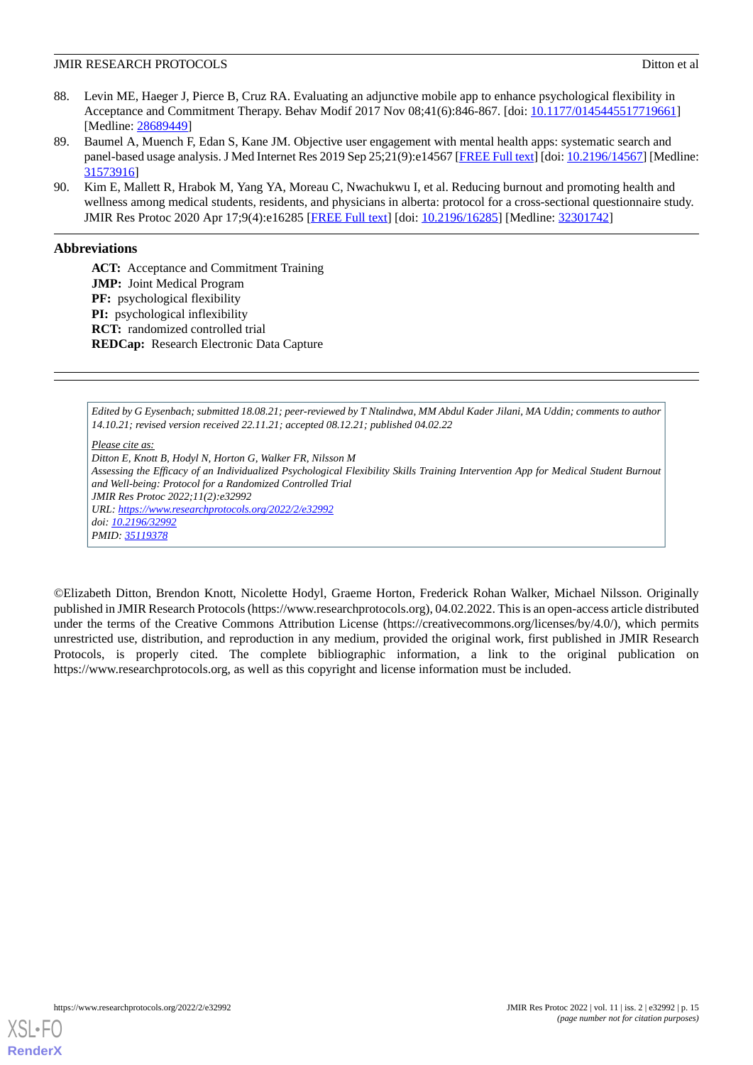88. Levin ME, Haeger J, Pierce B, Cruz RA. Evaluating an adjunctive mobile app to enhance psychological flexibility in Acceptance and Commitment Therapy. Behav Modif 2017 Nov 08;41(6):846-867. [doi: 10.1177/0145445517719661] [Medline: 28689449]
89. Baumel A, Muench F, Edan S, Kane JM. Objective user engagement with mental health apps: systematic search and panel-based usage analysis. J Med Internet Res 2019 Sep 25;21(9):e14567 [FREE Full text] [doi: 10.2196/14567] [Medline: 31573916]
90. Kim E, Mallett R, Hrabok M, Yang YA, Moreau C, Nwachukwu I, et al. Reducing burnout and promoting health and wellness among medical students, residents, and physicians in alberta: protocol for a cross-sectional questionnaire study. JMIR Res Protoc 2020 Apr 17;9(4):e16285 [FREE Full text] [doi: 10.2196/16285] [Medline: 32301742]

## Abbreviations

**ACT:** Acceptance and Commitment Training
**JMP:** Joint Medical Program
**PF:** psychological flexibility
**PI:** psychological inflexibility
**RCT:** randomized controlled trial
**REDCap:** Research Electronic Data Capture

*Edited by G Eysenbach; submitted 18.08.21; peer-reviewed by T Ntalindwa, MM Abdul Kader Jilani, MA Uddin; comments to author 14.10.21; revised version received 22.11.21; accepted 08.12.21; published 04.02.22*

*Please cite as:*
*Ditton E, Knott B, Hodyl N, Horton G, Walker FR, Nilsson M*
*Assessing the Efficacy of an Individualized Psychological Flexibility Skills Training Intervention App for Medical Student Burnout and Well-being: Protocol for a Randomized Controlled Trial*
*JMIR Res Protoc 2022;11(2):e32992*
*URL: https://www.researchprotocols.org/2022/2/e32992*
*doi: 10.2196/32992*
*PMID: 35119378*

©Elizabeth Ditton, Brendon Knott, Nicolette Hodyl, Graeme Horton, Frederick Rohan Walker, Michael Nilsson. Originally published in JMIR Research Protocols (https://www.researchprotocols.org), 04.02.2022. This is an open-access article distributed under the terms of the Creative Commons Attribution License (https://creativecommons.org/licenses/by/4.0/), which permits unrestricted use, distribution, and reproduction in any medium, provided the original work, first published in JMIR Research Protocols, is properly cited. The complete bibliographic information, a link to the original publication on https://www.researchprotocols.org, as well as this copyright and license information must be included.